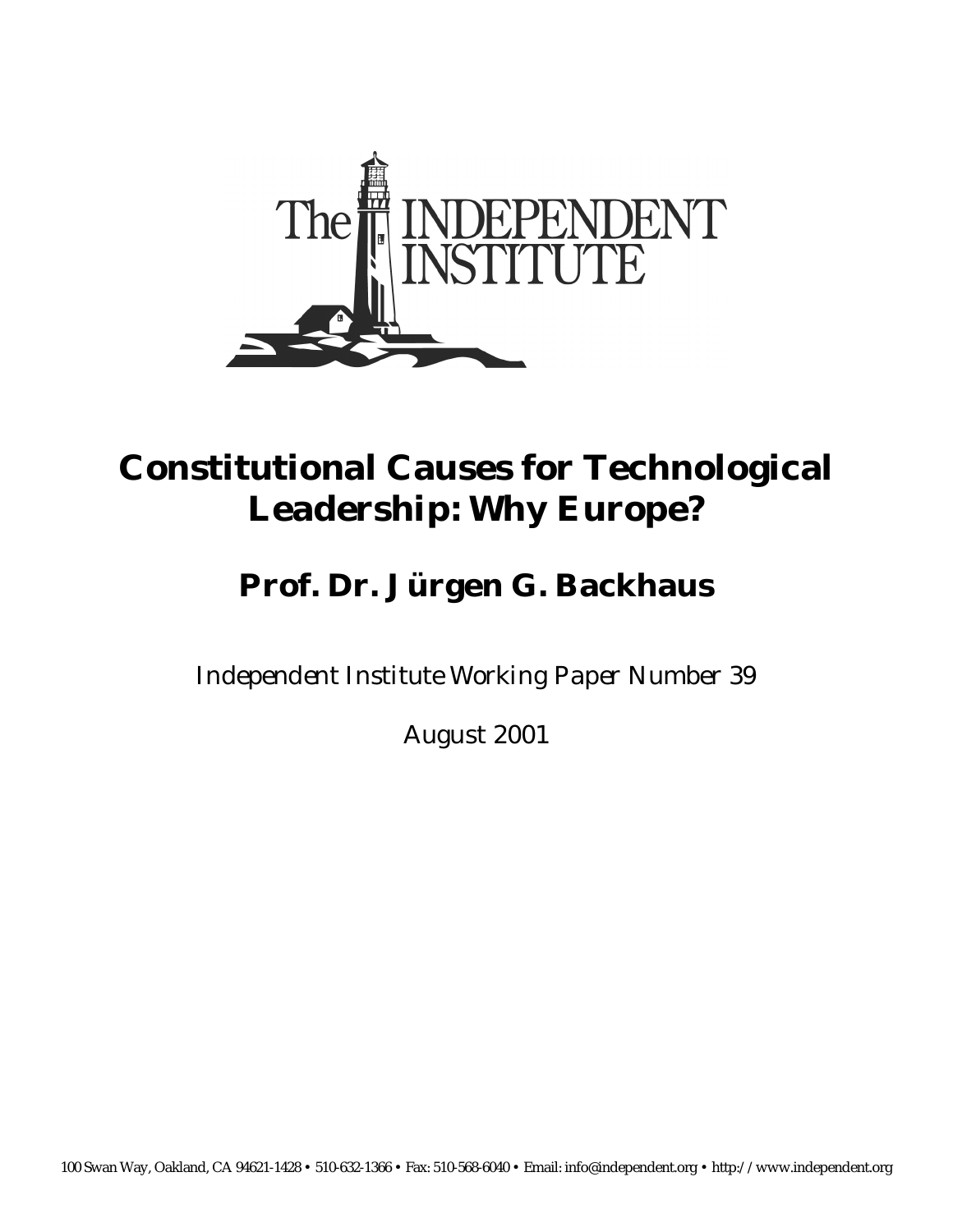The INDEPENDENT INSTITUTE

# Constitutional Causes for Technological Leadership: Why Europe?

## Prof. Dr. Jürgen G. Backhaus

*Independent Institute Working Paper Number 39*

August 2001

100 Swan Way, Oakland, CA 94621-1428 • 510-632-1366 • Fax: 510-568-6040 • Email: info@independent.org • http://www.independent.org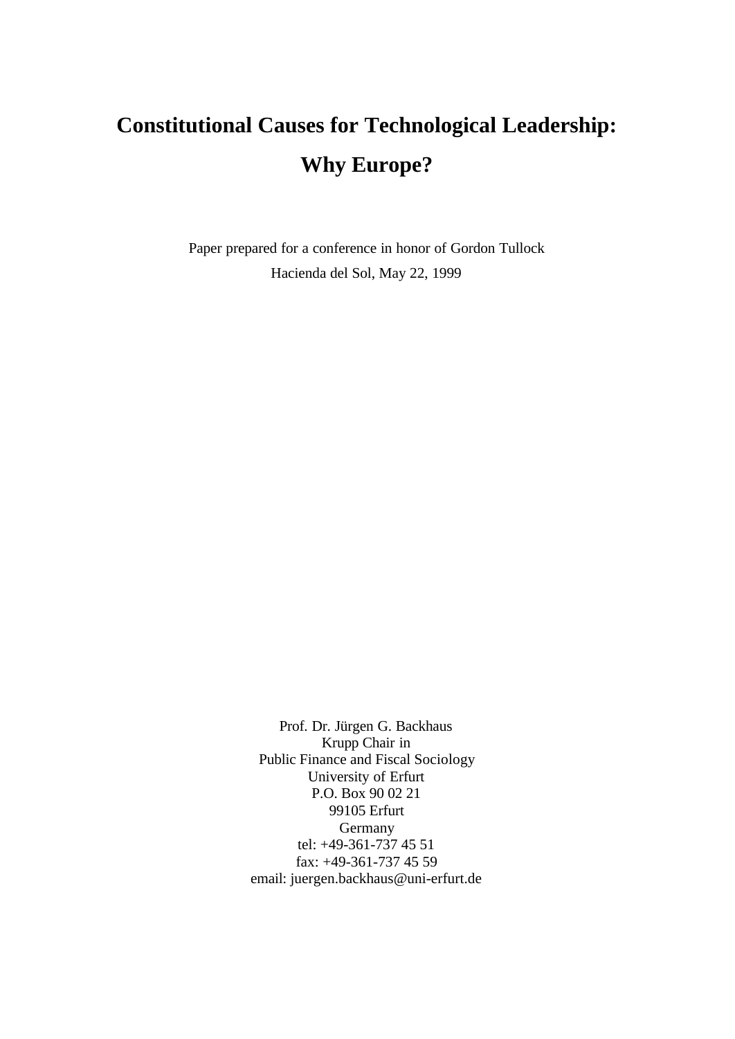# Constitutional Causes for Technological Leadership: Why Europe?

Paper prepared for a conference in honor of Gordon Tullock

Hacienda del Sol, May 22, 1999

Prof. Dr. Jürgen G. Backhaus
Krupp Chair in
Public Finance and Fiscal Sociology
University of Erfurt
P.O. Box 90 02 21
99105 Erfurt
Germany
tel: +49-361-737 45 51
fax: +49-361-737 45 59
email: juergen.backhaus@uni-erfurt.de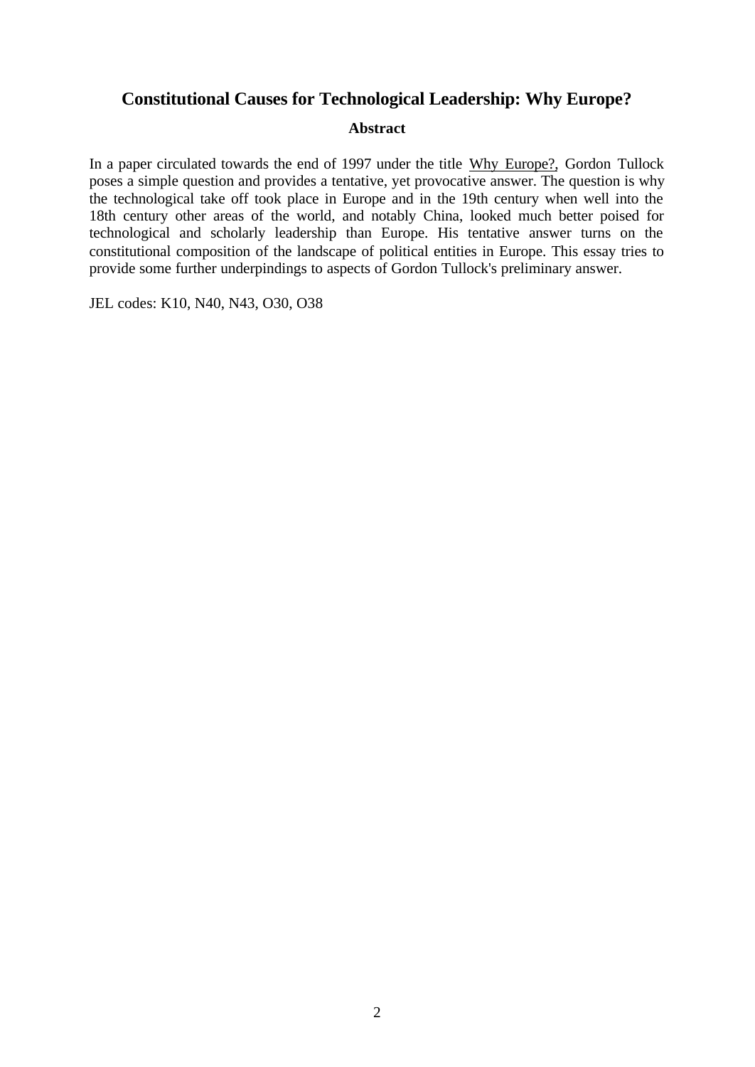# Constitutional Causes for Technological Leadership: Why Europe?

### Abstract

In a paper circulated towards the end of 1997 under the title Why Europe?, Gordon Tullock poses a simple question and provides a tentative, yet provocative answer. The question is why the technological take off took place in Europe and in the 19th century when well into the 18th century other areas of the world, and notably China, looked much better poised for technological and scholarly leadership than Europe. His tentative answer turns on the constitutional composition of the landscape of political entities in Europe. This essay tries to provide some further underpindings to aspects of Gordon Tullock's preliminary answer.

JEL codes: K10, N40, N43, O30, O38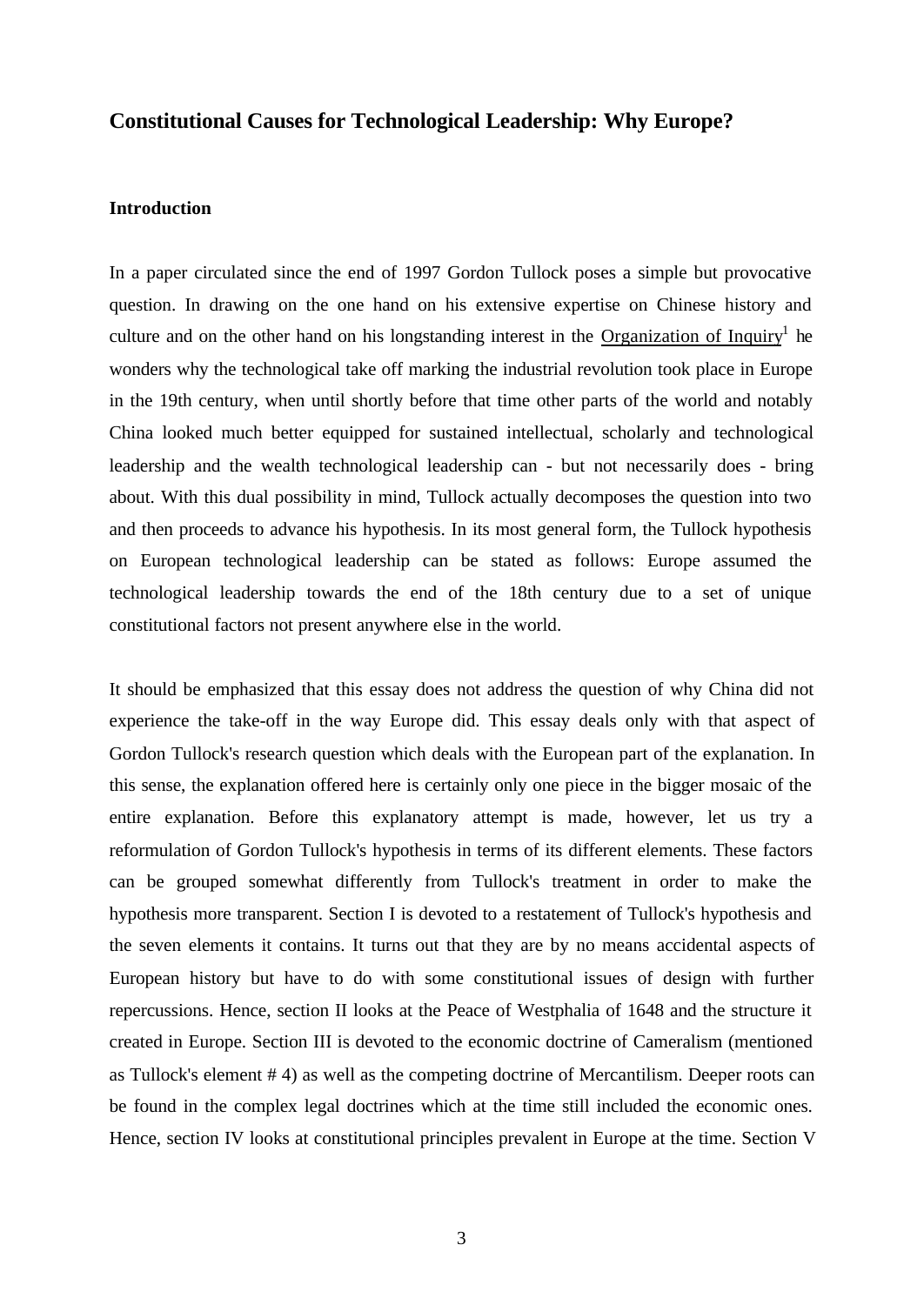## Constitutional Causes for Technological Leadership: Why Europe?

### Introduction

In a paper circulated since the end of 1997 Gordon Tullock poses a simple but provocative question. In drawing on the one hand on his extensive expertise on Chinese history and culture and on the other hand on his longstanding interest in the Organization of Inquiry[1] he wonders why the technological take off marking the industrial revolution took place in Europe in the 19th century, when until shortly before that time other parts of the world and notably China looked much better equipped for sustained intellectual, scholarly and technological leadership and the wealth technological leadership can - but not necessarily does - bring about. With this dual possibility in mind, Tullock actually decomposes the question into two and then proceeds to advance his hypothesis. In its most general form, the Tullock hypothesis on European technological leadership can be stated as follows: Europe assumed the technological leadership towards the end of the 18th century due to a set of unique constitutional factors not present anywhere else in the world.

It should be emphasized that this essay does not address the question of why China did not experience the take-off in the way Europe did. This essay deals only with that aspect of Gordon Tullock's research question which deals with the European part of the explanation. In this sense, the explanation offered here is certainly only one piece in the bigger mosaic of the entire explanation. Before this explanatory attempt is made, however, let us try a reformulation of Gordon Tullock's hypothesis in terms of its different elements. These factors can be grouped somewhat differently from Tullock's treatment in order to make the hypothesis more transparent. Section I is devoted to a restatement of Tullock's hypothesis and the seven elements it contains. It turns out that they are by no means accidental aspects of European history but have to do with some constitutional issues of design with further repercussions. Hence, section II looks at the Peace of Westphalia of 1648 and the structure it created in Europe. Section III is devoted to the economic doctrine of Cameralism (mentioned as Tullock's element # 4) as well as the competing doctrine of Mercantilism. Deeper roots can be found in the complex legal doctrines which at the time still included the economic ones. Hence, section IV looks at constitutional principles prevalent in Europe at the time. Section V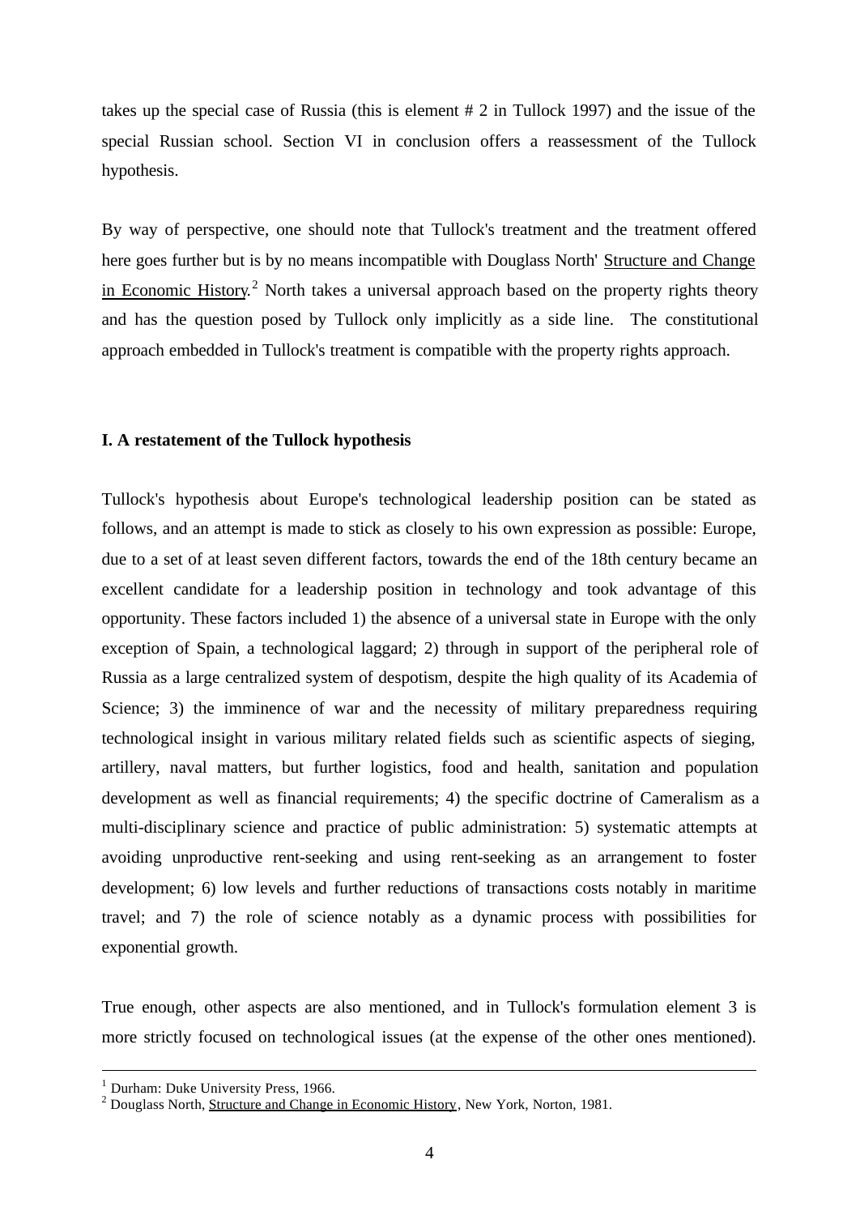takes up the special case of Russia (this is element # 2 in Tullock 1997) and the issue of the special Russian school. Section VI in conclusion offers a reassessment of the Tullock hypothesis.

By way of perspective, one should note that Tullock's treatment and the treatment offered here goes further but is by no means incompatible with Douglass North' Structure and Change in Economic History.[2] North takes a universal approach based on the property rights theory and has the question posed by Tullock only implicitly as a side line. The constitutional approach embedded in Tullock's treatment is compatible with the property rights approach.

## I. A restatement of the Tullock hypothesis

Tullock's hypothesis about Europe's technological leadership position can be stated as follows, and an attempt is made to stick as closely to his own expression as possible: Europe, due to a set of at least seven different factors, towards the end of the 18th century became an excellent candidate for a leadership position in technology and took advantage of this opportunity. These factors included 1) the absence of a universal state in Europe with the only exception of Spain, a technological laggard; 2) through in support of the peripheral role of Russia as a large centralized system of despotism, despite the high quality of its Academia of Science; 3) the imminence of war and the necessity of military preparedness requiring technological insight in various military related fields such as scientific aspects of sieging, artillery, naval matters, but further logistics, food and health, sanitation and population development as well as financial requirements; 4) the specific doctrine of Cameralism as a multi-disciplinary science and practice of public administration: 5) systematic attempts at avoiding unproductive rent-seeking and using rent-seeking as an arrangement to foster development; 6) low levels and further reductions of transactions costs notably in maritime travel; and 7) the role of science notably as a dynamic process with possibilities for exponential growth.

True enough, other aspects are also mentioned, and in Tullock's formulation element 3 is more strictly focused on technological issues (at the expense of the other ones mentioned).

---

[1] Durham: Duke University Press, 1966.

[2] Douglass North, Structure and Change in Economic History, New York, Norton, 1981.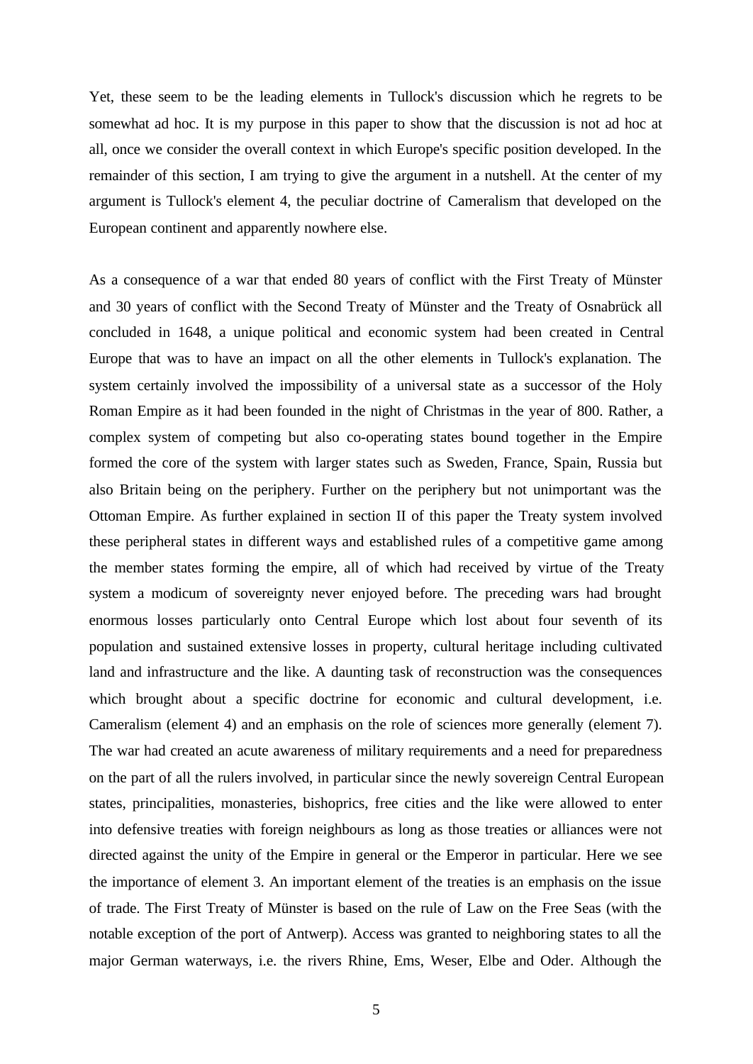Yet, these seem to be the leading elements in Tullock's discussion which he regrets to be somewhat ad hoc. It is my purpose in this paper to show that the discussion is not ad hoc at all, once we consider the overall context in which Europe's specific position developed. In the remainder of this section, I am trying to give the argument in a nutshell. At the center of my argument is Tullock's element 4, the peculiar doctrine of Cameralism that developed on the European continent and apparently nowhere else.

As a consequence of a war that ended 80 years of conflict with the First Treaty of Münster and 30 years of conflict with the Second Treaty of Münster and the Treaty of Osnabrück all concluded in 1648, a unique political and economic system had been created in Central Europe that was to have an impact on all the other elements in Tullock's explanation. The system certainly involved the impossibility of a universal state as a successor of the Holy Roman Empire as it had been founded in the night of Christmas in the year of 800. Rather, a complex system of competing but also co-operating states bound together in the Empire formed the core of the system with larger states such as Sweden, France, Spain, Russia but also Britain being on the periphery. Further on the periphery but not unimportant was the Ottoman Empire. As further explained in section II of this paper the Treaty system involved these peripheral states in different ways and established rules of a competitive game among the member states forming the empire, all of which had received by virtue of the Treaty system a modicum of sovereignty never enjoyed before. The preceding wars had brought enormous losses particularly onto Central Europe which lost about four seventh of its population and sustained extensive losses in property, cultural heritage including cultivated land and infrastructure and the like. A daunting task of reconstruction was the consequences which brought about a specific doctrine for economic and cultural development, i.e. Cameralism (element 4) and an emphasis on the role of sciences more generally (element 7). The war had created an acute awareness of military requirements and a need for preparedness on the part of all the rulers involved, in particular since the newly sovereign Central European states, principalities, monasteries, bishoprics, free cities and the like were allowed to enter into defensive treaties with foreign neighbours as long as those treaties or alliances were not directed against the unity of the Empire in general or the Emperor in particular. Here we see the importance of element 3. An important element of the treaties is an emphasis on the issue of trade. The First Treaty of Münster is based on the rule of Law on the Free Seas (with the notable exception of the port of Antwerp). Access was granted to neighboring states to all the major German waterways, i.e. the rivers Rhine, Ems, Weser, Elbe and Oder. Although the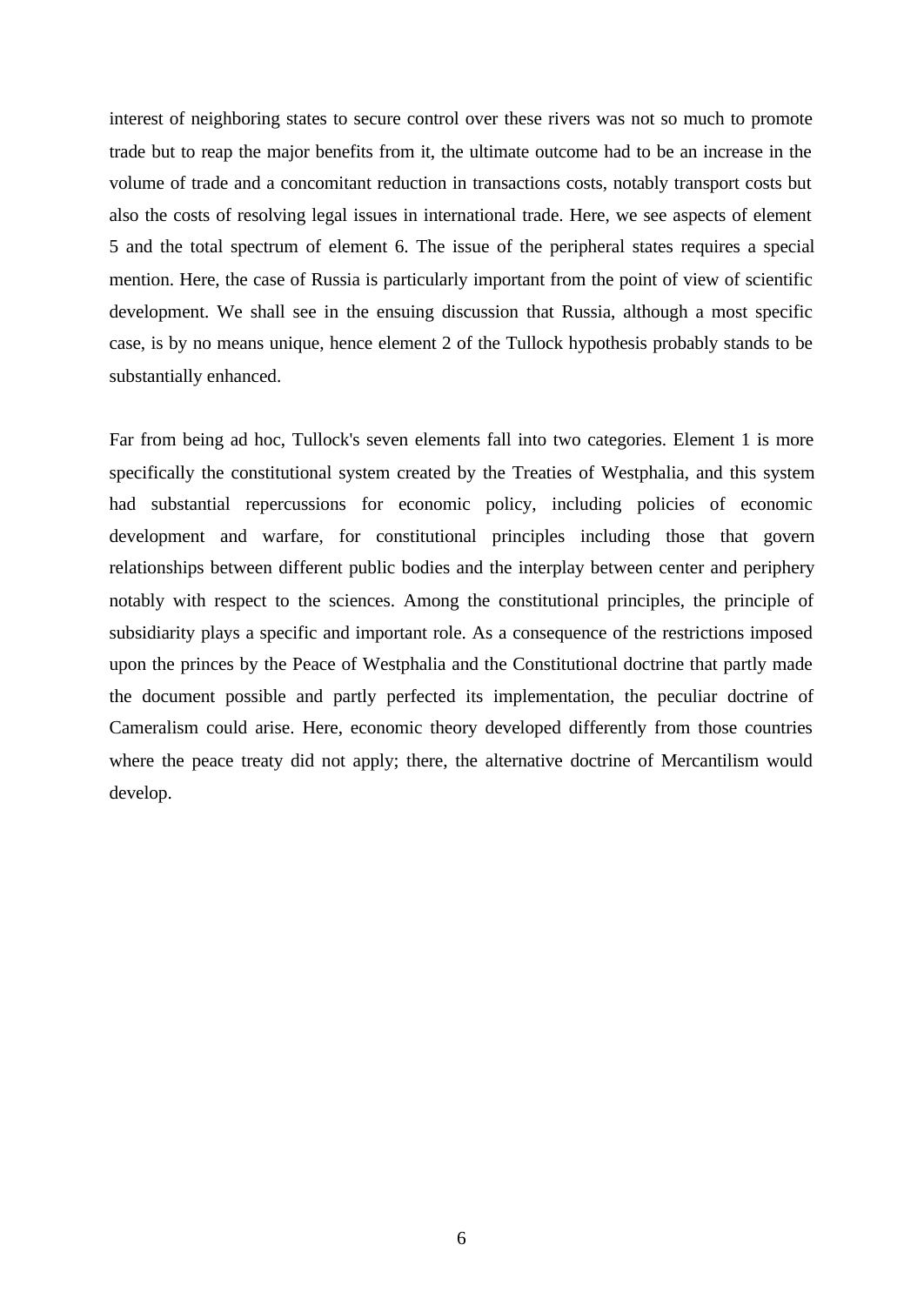interest of neighboring states to secure control over these rivers was not so much to promote trade but to reap the major benefits from it, the ultimate outcome had to be an increase in the volume of trade and a concomitant reduction in transactions costs, notably transport costs but also the costs of resolving legal issues in international trade. Here, we see aspects of element 5 and the total spectrum of element 6. The issue of the peripheral states requires a special mention. Here, the case of Russia is particularly important from the point of view of scientific development. We shall see in the ensuing discussion that Russia, although a most specific case, is by no means unique, hence element 2 of the Tullock hypothesis probably stands to be substantially enhanced.

Far from being ad hoc, Tullock's seven elements fall into two categories. Element 1 is more specifically the constitutional system created by the Treaties of Westphalia, and this system had substantial repercussions for economic policy, including policies of economic development and warfare, for constitutional principles including those that govern relationships between different public bodies and the interplay between center and periphery notably with respect to the sciences. Among the constitutional principles, the principle of subsidiarity plays a specific and important role. As a consequence of the restrictions imposed upon the princes by the Peace of Westphalia and the Constitutional doctrine that partly made the document possible and partly perfected its implementation, the peculiar doctrine of Cameralism could arise. Here, economic theory developed differently from those countries where the peace treaty did not apply; there, the alternative doctrine of Mercantilism would develop.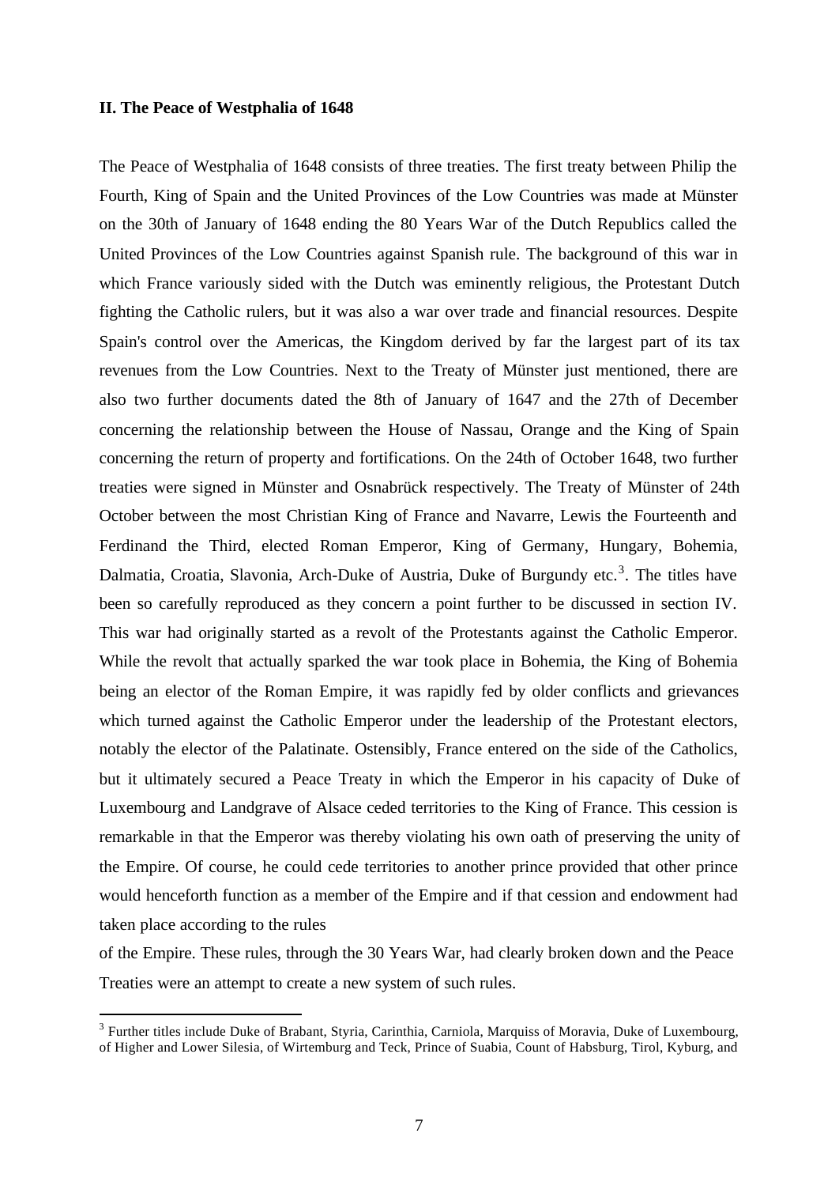**II. The Peace of Westphalia of 1648**

The Peace of Westphalia of 1648 consists of three treaties. The first treaty between Philip the Fourth, King of Spain and the United Provinces of the Low Countries was made at Münster on the 30th of January of 1648 ending the 80 Years War of the Dutch Republics called the United Provinces of the Low Countries against Spanish rule. The background of this war in which France variously sided with the Dutch was eminently religious, the Protestant Dutch fighting the Catholic rulers, but it was also a war over trade and financial resources. Despite Spain's control over the Americas, the Kingdom derived by far the largest part of its tax revenues from the Low Countries. Next to the Treaty of Münster just mentioned, there are also two further documents dated the 8th of January of 1647 and the 27th of December concerning the relationship between the House of Nassau, Orange and the King of Spain concerning the return of property and fortifications. On the 24th of October 1648, two further treaties were signed in Münster and Osnabrück respectively. The Treaty of Münster of 24th October between the most Christian King of France and Navarre, Lewis the Fourteenth and Ferdinand the Third, elected Roman Emperor, King of Germany, Hungary, Bohemia, Dalmatia, Croatia, Slavonia, Arch-Duke of Austria, Duke of Burgundy etc.[3]. The titles have been so carefully reproduced as they concern a point further to be discussed in section IV. This war had originally started as a revolt of the Protestants against the Catholic Emperor. While the revolt that actually sparked the war took place in Bohemia, the King of Bohemia being an elector of the Roman Empire, it was rapidly fed by older conflicts and grievances which turned against the Catholic Emperor under the leadership of the Protestant electors, notably the elector of the Palatinate. Ostensibly, France entered on the side of the Catholics, but it ultimately secured a Peace Treaty in which the Emperor in his capacity of Duke of Luxembourg and Landgrave of Alsace ceded territories to the King of France. This cession is remarkable in that the Emperor was thereby violating his own oath of preserving the unity of the Empire. Of course, he could cede territories to another prince provided that other prince would henceforth function as a member of the Empire and if that cession and endowment had taken place according to the rules of the Empire. These rules, through the 30 Years War, had clearly broken down and the Peace Treaties were an attempt to create a new system of such rules.

[3] Further titles include Duke of Brabant, Styria, Carinthia, Carniola, Marquiss of Moravia, Duke of Luxembourg, of Higher and Lower Silesia, of Wirtemburg and Teck, Prince of Suabia, Count of Habsburg, Tirol, Kyburg, and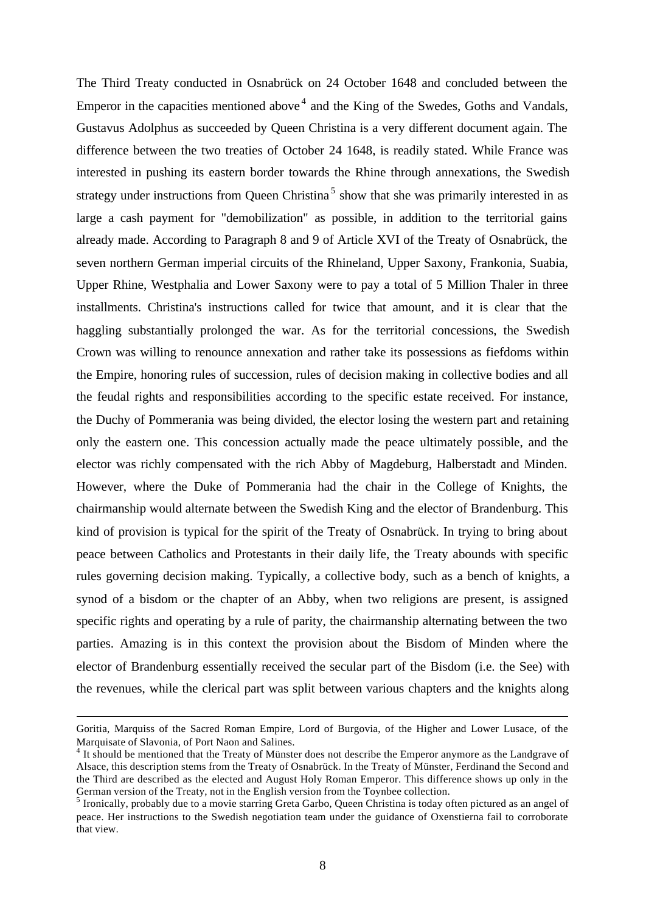The Third Treaty conducted in Osnabrück on 24 October 1648 and concluded between the Emperor in the capacities mentioned above[4] and the King of the Swedes, Goths and Vandals, Gustavus Adolphus as succeeded by Queen Christina is a very different document again. The difference between the two treaties of October 24 1648, is readily stated. While France was interested in pushing its eastern border towards the Rhine through annexations, the Swedish strategy under instructions from Queen Christina[5] show that she was primarily interested in as large a cash payment for "demobilization" as possible, in addition to the territorial gains already made. According to Paragraph 8 and 9 of Article XVI of the Treaty of Osnabrück, the seven northern German imperial circuits of the Rhineland, Upper Saxony, Frankonia, Suabia, Upper Rhine, Westphalia and Lower Saxony were to pay a total of 5 Million Thaler in three installments. Christina's instructions called for twice that amount, and it is clear that the haggling substantially prolonged the war. As for the territorial concessions, the Swedish Crown was willing to renounce annexation and rather take its possessions as fiefdoms within the Empire, honoring rules of succession, rules of decision making in collective bodies and all the feudal rights and responsibilities according to the specific estate received. For instance, the Duchy of Pommerania was being divided, the elector losing the western part and retaining only the eastern one. This concession actually made the peace ultimately possible, and the elector was richly compensated with the rich Abby of Magdeburg, Halberstadt and Minden. However, where the Duke of Pommerania had the chair in the College of Knights, the chairmanship would alternate between the Swedish King and the elector of Brandenburg. This kind of provision is typical for the spirit of the Treaty of Osnabrück. In trying to bring about peace between Catholics and Protestants in their daily life, the Treaty abounds with specific rules governing decision making. Typically, a collective body, such as a bench of knights, a synod of a bisdom or the chapter of an Abby, when two religions are present, is assigned specific rights and operating by a rule of parity, the chairmanship alternating between the two parties. Amazing is in this context the provision about the Bisdom of Minden where the elector of Brandenburg essentially received the secular part of the Bisdom (i.e. the See) with the revenues, while the clerical part was split between various chapters and the knights along

---

Goritia, Marquiss of the Sacred Roman Empire, Lord of Burgovia, of the Higher and Lower Lusace, of the Marquisate of Slavonia, of Port Naon and Salines.

[4] It should be mentioned that the Treaty of Münster does not describe the Emperor anymore as the Landgrave of Alsace, this description stems from the Treaty of Osnabrück. In the Treaty of Münster, Ferdinand the Second and the Third are described as the elected and August Holy Roman Emperor. This difference shows up only in the German version of the Treaty, not in the English version from the Toynbee collection.

[5] Ironically, probably due to a movie starring Greta Garbo, Queen Christina is today often pictured as an angel of peace. Her instructions to the Swedish negotiation team under the guidance of Oxenstierna fail to corroborate that view.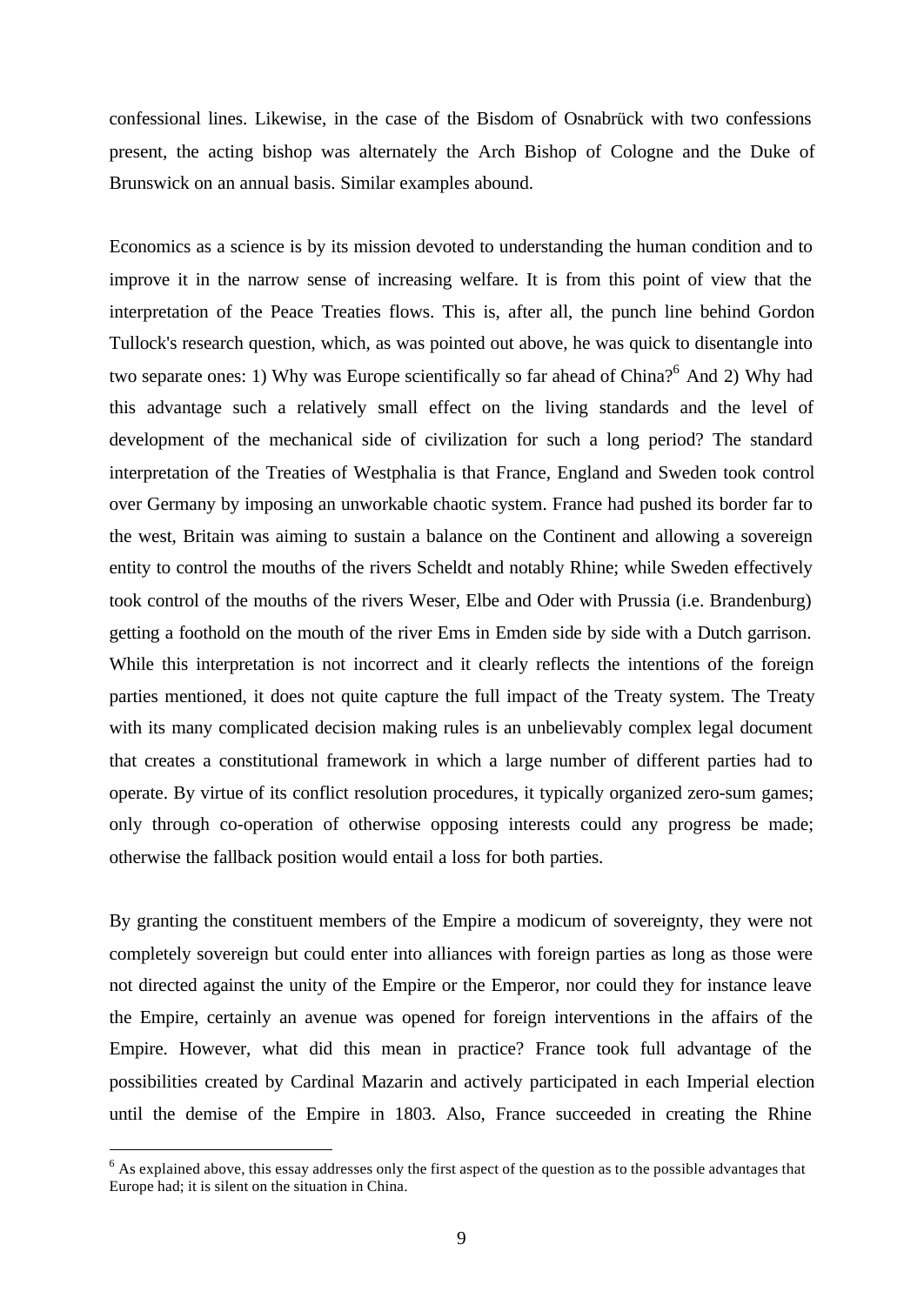confessional lines. Likewise, in the case of the Bisdom of Osnabrück with two confessions present, the acting bishop was alternately the Arch Bishop of Cologne and the Duke of Brunswick on an annual basis. Similar examples abound.

Economics as a science is by its mission devoted to understanding the human condition and to improve it in the narrow sense of increasing welfare. It is from this point of view that the interpretation of the Peace Treaties flows. This is, after all, the punch line behind Gordon Tullock's research question, which, as was pointed out above, he was quick to disentangle into two separate ones: 1) Why was Europe scientifically so far ahead of China?[6] And 2) Why had this advantage such a relatively small effect on the living standards and the level of development of the mechanical side of civilization for such a long period? The standard interpretation of the Treaties of Westphalia is that France, England and Sweden took control over Germany by imposing an unworkable chaotic system. France had pushed its border far to the west, Britain was aiming to sustain a balance on the Continent and allowing a sovereign entity to control the mouths of the rivers Scheldt and notably Rhine; while Sweden effectively took control of the mouths of the rivers Weser, Elbe and Oder with Prussia (i.e. Brandenburg) getting a foothold on the mouth of the river Ems in Emden side by side with a Dutch garrison. While this interpretation is not incorrect and it clearly reflects the intentions of the foreign parties mentioned, it does not quite capture the full impact of the Treaty system. The Treaty with its many complicated decision making rules is an unbelievably complex legal document that creates a constitutional framework in which a large number of different parties had to operate. By virtue of its conflict resolution procedures, it typically organized zero-sum games; only through co-operation of otherwise opposing interests could any progress be made; otherwise the fallback position would entail a loss for both parties.

By granting the constituent members of the Empire a modicum of sovereignty, they were not completely sovereign but could enter into alliances with foreign parties as long as those were not directed against the unity of the Empire or the Emperor, nor could they for instance leave the Empire, certainly an avenue was opened for foreign interventions in the affairs of the Empire. However, what did this mean in practice? France took full advantage of the possibilities created by Cardinal Mazarin and actively participated in each Imperial election until the demise of the Empire in 1803. Also, France succeeded in creating the Rhine

[6] As explained above, this essay addresses only the first aspect of the question as to the possible advantages that Europe had; it is silent on the situation in China.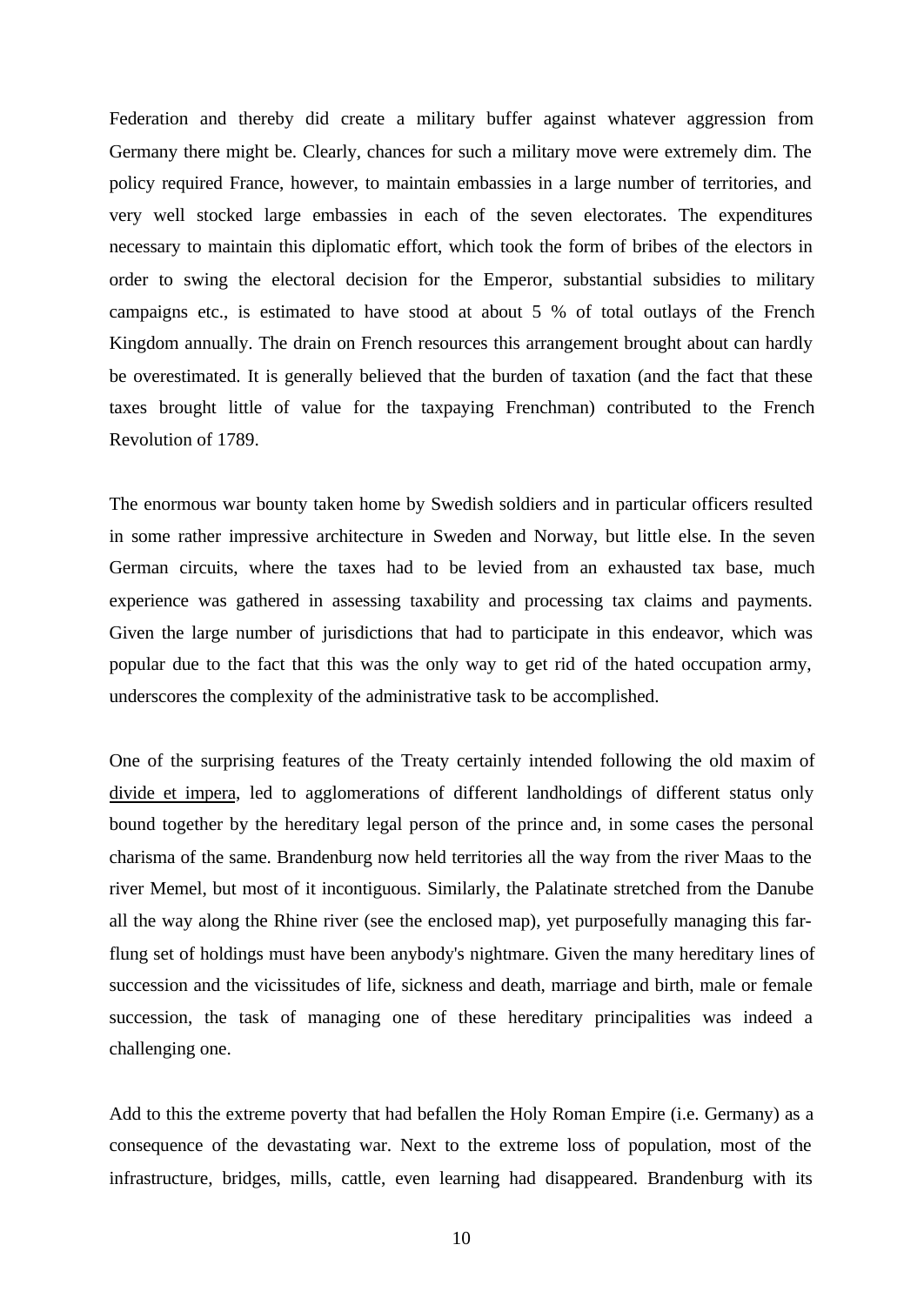Federation and thereby did create a military buffer against whatever aggression from Germany there might be. Clearly, chances for such a military move were extremely dim. The policy required France, however, to maintain embassies in a large number of territories, and very well stocked large embassies in each of the seven electorates. The expenditures necessary to maintain this diplomatic effort, which took the form of bribes of the electors in order to swing the electoral decision for the Emperor, substantial subsidies to military campaigns etc., is estimated to have stood at about 5 % of total outlays of the French Kingdom annually. The drain on French resources this arrangement brought about can hardly be overestimated. It is generally believed that the burden of taxation (and the fact that these taxes brought little of value for the taxpaying Frenchman) contributed to the French Revolution of 1789.

The enormous war bounty taken home by Swedish soldiers and in particular officers resulted in some rather impressive architecture in Sweden and Norway, but little else. In the seven German circuits, where the taxes had to be levied from an exhausted tax base, much experience was gathered in assessing taxability and processing tax claims and payments. Given the large number of jurisdictions that had to participate in this endeavor, which was popular due to the fact that this was the only way to get rid of the hated occupation army, underscores the complexity of the administrative task to be accomplished.

One of the surprising features of the Treaty certainly intended following the old maxim of divide et impera, led to agglomerations of different landholdings of different status only bound together by the hereditary legal person of the prince and, in some cases the personal charisma of the same. Brandenburg now held territories all the way from the river Maas to the river Memel, but most of it incontiguous. Similarly, the Palatinate stretched from the Danube all the way along the Rhine river (see the enclosed map), yet purposefully managing this far-flung set of holdings must have been anybody's nightmare. Given the many hereditary lines of succession and the vicissitudes of life, sickness and death, marriage and birth, male or female succession, the task of managing one of these hereditary principalities was indeed a challenging one.

Add to this the extreme poverty that had befallen the Holy Roman Empire (i.e. Germany) as a consequence of the devastating war. Next to the extreme loss of population, most of the infrastructure, bridges, mills, cattle, even learning had disappeared. Brandenburg with its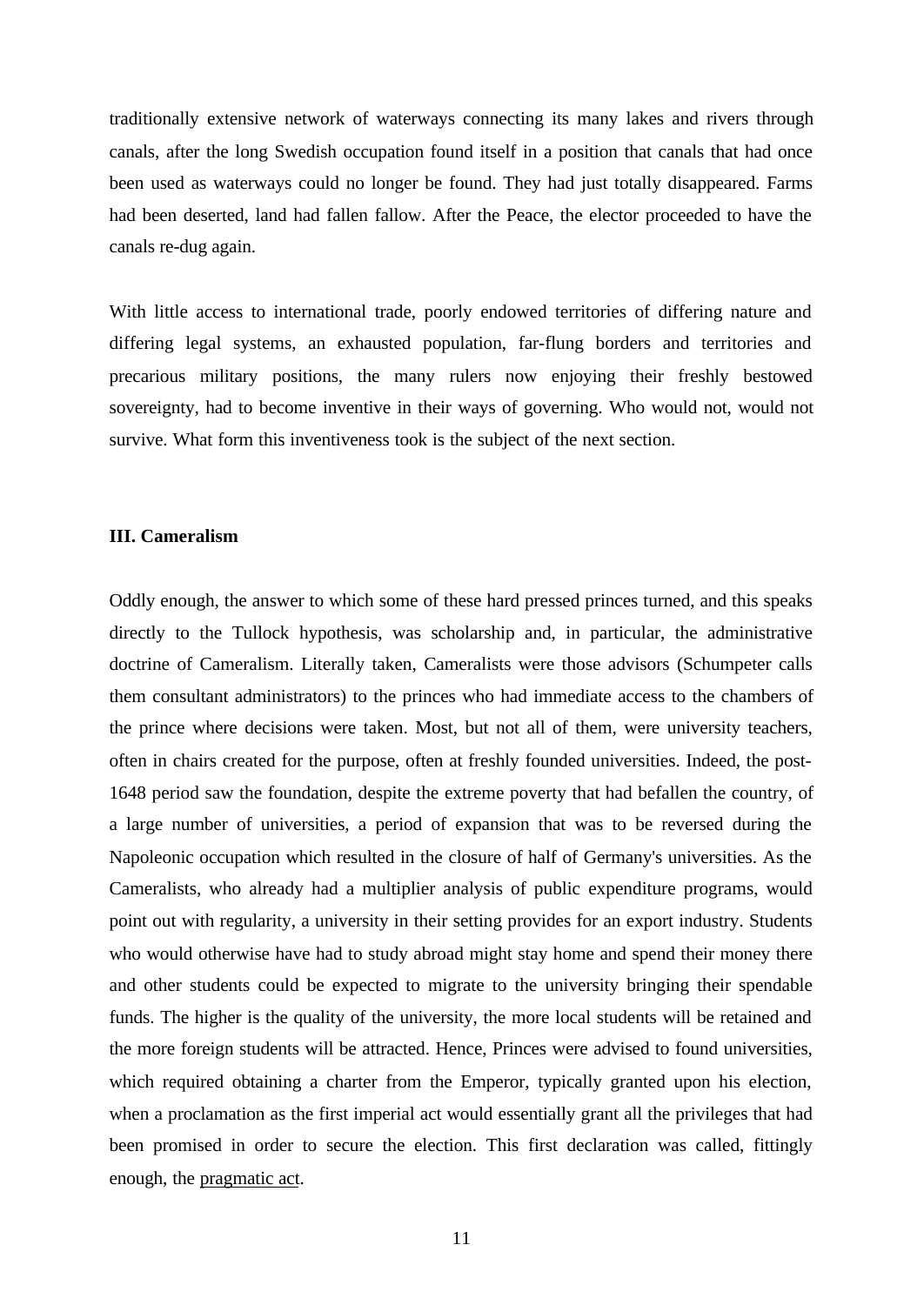traditionally extensive network of waterways connecting its many lakes and rivers through canals, after the long Swedish occupation found itself in a position that canals that had once been used as waterways could no longer be found. They had just totally disappeared. Farms had been deserted, land had fallen fallow. After the Peace, the elector proceeded to have the canals re-dug again.

With little access to international trade, poorly endowed territories of differing nature and differing legal systems, an exhausted population, far-flung borders and territories and precarious military positions, the many rulers now enjoying their freshly bestowed sovereignty, had to become inventive in their ways of governing. Who would not, would not survive. What form this inventiveness took is the subject of the next section.

## III. Cameralism

Oddly enough, the answer to which some of these hard pressed princes turned, and this speaks directly to the Tullock hypothesis, was scholarship and, in particular, the administrative doctrine of Cameralism. Literally taken, Cameralists were those advisors (Schumpeter calls them consultant administrators) to the princes who had immediate access to the chambers of the prince where decisions were taken. Most, but not all of them, were university teachers, often in chairs created for the purpose, often at freshly founded universities. Indeed, the post-1648 period saw the foundation, despite the extreme poverty that had befallen the country, of a large number of universities, a period of expansion that was to be reversed during the Napoleonic occupation which resulted in the closure of half of Germany's universities. As the Cameralists, who already had a multiplier analysis of public expenditure programs, would point out with regularity, a university in their setting provides for an export industry. Students who would otherwise have had to study abroad might stay home and spend their money there and other students could be expected to migrate to the university bringing their spendable funds. The higher is the quality of the university, the more local students will be retained and the more foreign students will be attracted. Hence, Princes were advised to found universities, which required obtaining a charter from the Emperor, typically granted upon his election, when a proclamation as the first imperial act would essentially grant all the privileges that had been promised in order to secure the election. This first declaration was called, fittingly enough, the pragmatic act.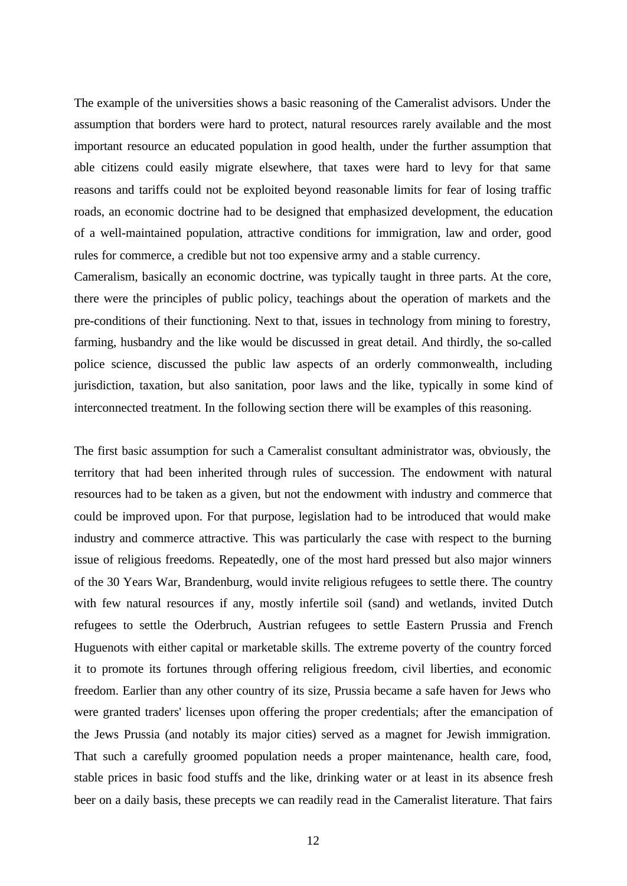The example of the universities shows a basic reasoning of the Cameralist advisors. Under the assumption that borders were hard to protect, natural resources rarely available and the most important resource an educated population in good health, under the further assumption that able citizens could easily migrate elsewhere, that taxes were hard to levy for that same reasons and tariffs could not be exploited beyond reasonable limits for fear of losing traffic roads, an economic doctrine had to be designed that emphasized development, the education of a well-maintained population, attractive conditions for immigration, law and order, good rules for commerce, a credible but not too expensive army and a stable currency.
Cameralism, basically an economic doctrine, was typically taught in three parts. At the core, there were the principles of public policy, teachings about the operation of markets and the pre-conditions of their functioning. Next to that, issues in technology from mining to forestry, farming, husbandry and the like would be discussed in great detail. And thirdly, the so-called police science, discussed the public law aspects of an orderly commonwealth, including jurisdiction, taxation, but also sanitation, poor laws and the like, typically in some kind of interconnected treatment. In the following section there will be examples of this reasoning.

The first basic assumption for such a Cameralist consultant administrator was, obviously, the territory that had been inherited through rules of succession. The endowment with natural resources had to be taken as a given, but not the endowment with industry and commerce that could be improved upon. For that purpose, legislation had to be introduced that would make industry and commerce attractive. This was particularly the case with respect to the burning issue of religious freedoms. Repeatedly, one of the most hard pressed but also major winners of the 30 Years War, Brandenburg, would invite religious refugees to settle there. The country with few natural resources if any, mostly infertile soil (sand) and wetlands, invited Dutch refugees to settle the Oderbruch, Austrian refugees to settle Eastern Prussia and French Huguenots with either capital or marketable skills. The extreme poverty of the country forced it to promote its fortunes through offering religious freedom, civil liberties, and economic freedom. Earlier than any other country of its size, Prussia became a safe haven for Jews who were granted traders' licenses upon offering the proper credentials; after the emancipation of the Jews Prussia (and notably its major cities) served as a magnet for Jewish immigration. That such a carefully groomed population needs a proper maintenance, health care, food, stable prices in basic food stuffs and the like, drinking water or at least in its absence fresh beer on a daily basis, these precepts we can readily read in the Cameralist literature. That fairs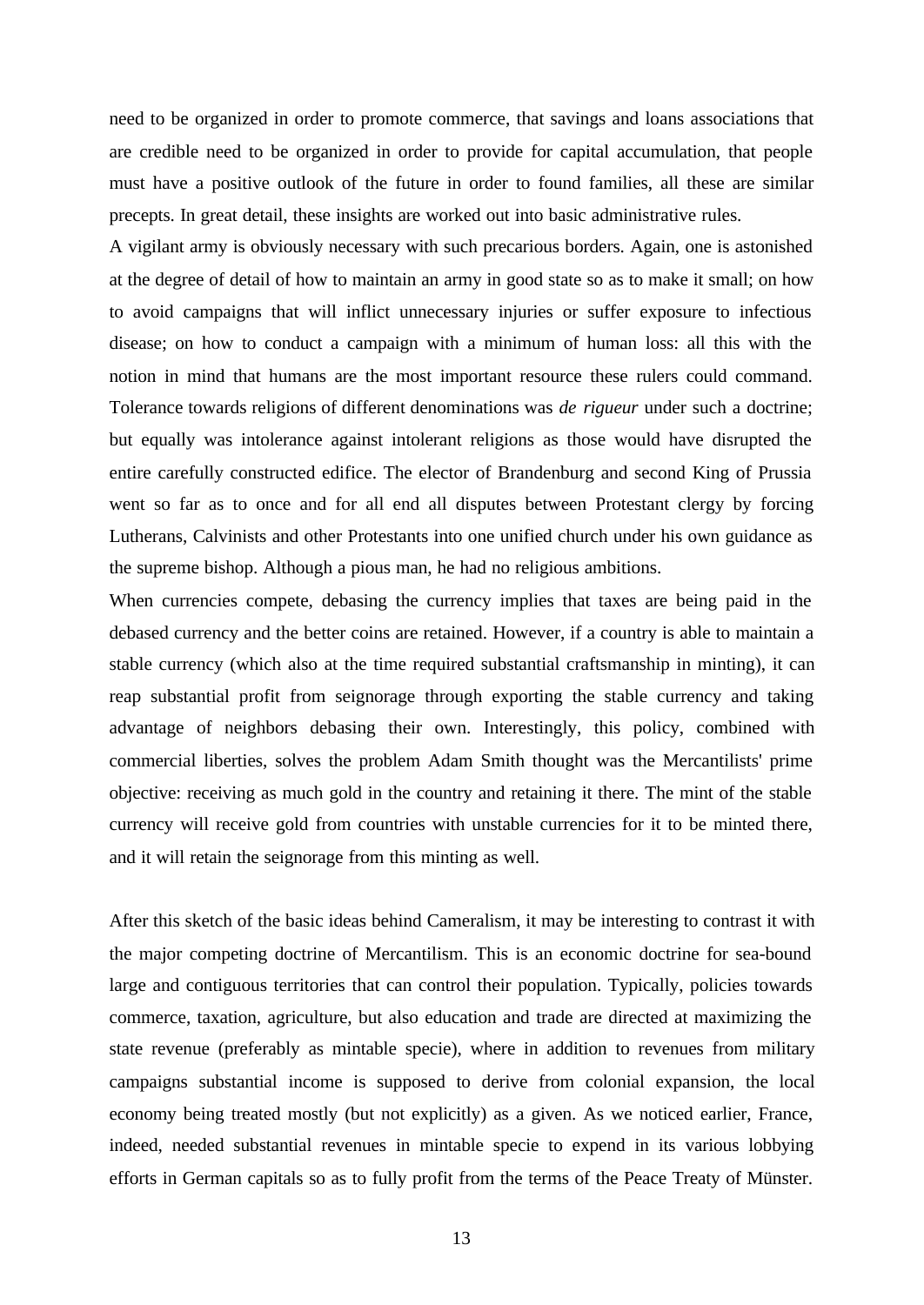need to be organized in order to promote commerce, that savings and loans associations that are credible need to be organized in order to provide for capital accumulation, that people must have a positive outlook of the future in order to found families, all these are similar precepts. In great detail, these insights are worked out into basic administrative rules.

A vigilant army is obviously necessary with such precarious borders. Again, one is astonished at the degree of detail of how to maintain an army in good state so as to make it small; on how to avoid campaigns that will inflict unnecessary injuries or suffer exposure to infectious disease; on how to conduct a campaign with a minimum of human loss: all this with the notion in mind that humans are the most important resource these rulers could command. Tolerance towards religions of different denominations was *de rigueur* under such a doctrine; but equally was intolerance against intolerant religions as those would have disrupted the entire carefully constructed edifice. The elector of Brandenburg and second King of Prussia went so far as to once and for all end all disputes between Protestant clergy by forcing Lutherans, Calvinists and other Protestants into one unified church under his own guidance as the supreme bishop. Although a pious man, he had no religious ambitions.

When currencies compete, debasing the currency implies that taxes are being paid in the debased currency and the better coins are retained. However, if a country is able to maintain a stable currency (which also at the time required substantial craftsmanship in minting), it can reap substantial profit from seignorage through exporting the stable currency and taking advantage of neighbors debasing their own. Interestingly, this policy, combined with commercial liberties, solves the problem Adam Smith thought was the Mercantilists' prime objective: receiving as much gold in the country and retaining it there. The mint of the stable currency will receive gold from countries with unstable currencies for it to be minted there, and it will retain the seignorage from this minting as well.

After this sketch of the basic ideas behind Cameralism, it may be interesting to contrast it with the major competing doctrine of Mercantilism. This is an economic doctrine for sea-bound large and contiguous territories that can control their population. Typically, policies towards commerce, taxation, agriculture, but also education and trade are directed at maximizing the state revenue (preferably as mintable specie), where in addition to revenues from military campaigns substantial income is supposed to derive from colonial expansion, the local economy being treated mostly (but not explicitly) as a given. As we noticed earlier, France, indeed, needed substantial revenues in mintable specie to expend in its various lobbying efforts in German capitals so as to fully profit from the terms of the Peace Treaty of Münster.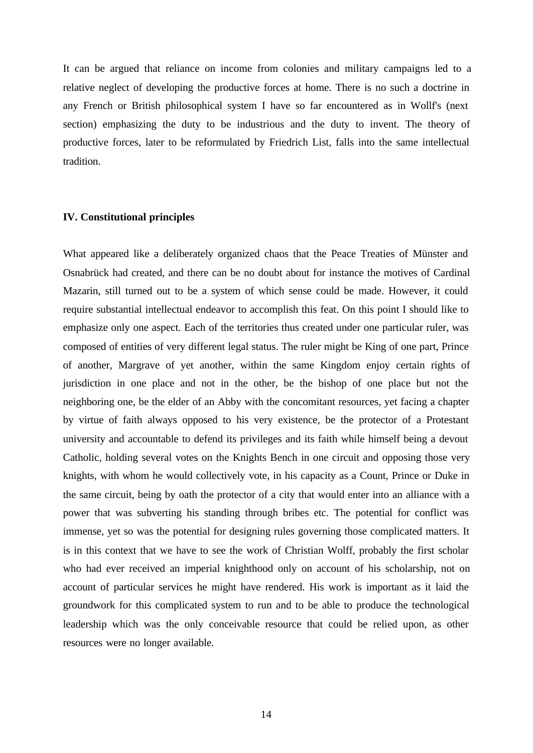It can be argued that reliance on income from colonies and military campaigns led to a relative neglect of developing the productive forces at home. There is no such a doctrine in any French or British philosophical system I have so far encountered as in Wolff's (next section) emphasizing the duty to be industrious and the duty to invent. The theory of productive forces, later to be reformulated by Friedrich List, falls into the same intellectual tradition.

## IV. Constitutional principles

What appeared like a deliberately organized chaos that the Peace Treaties of Münster and Osnabrück had created, and there can be no doubt about for instance the motives of Cardinal Mazarin, still turned out to be a system of which sense could be made. However, it could require substantial intellectual endeavor to accomplish this feat. On this point I should like to emphasize only one aspect. Each of the territories thus created under one particular ruler, was composed of entities of very different legal status. The ruler might be King of one part, Prince of another, Margrave of yet another, within the same Kingdom enjoy certain rights of jurisdiction in one place and not in the other, be the bishop of one place but not the neighboring one, be the elder of an Abby with the concomitant resources, yet facing a chapter by virtue of faith always opposed to his very existence, be the protector of a Protestant university and accountable to defend its privileges and its faith while himself being a devout Catholic, holding several votes on the Knights Bench in one circuit and opposing those very knights, with whom he would collectively vote, in his capacity as a Count, Prince or Duke in the same circuit, being by oath the protector of a city that would enter into an alliance with a power that was subverting his standing through bribes etc. The potential for conflict was immense, yet so was the potential for designing rules governing those complicated matters. It is in this context that we have to see the work of Christian Wolff, probably the first scholar who had ever received an imperial knighthood only on account of his scholarship, not on account of particular services he might have rendered. His work is important as it laid the groundwork for this complicated system to run and to be able to produce the technological leadership which was the only conceivable resource that could be relied upon, as other resources were no longer available.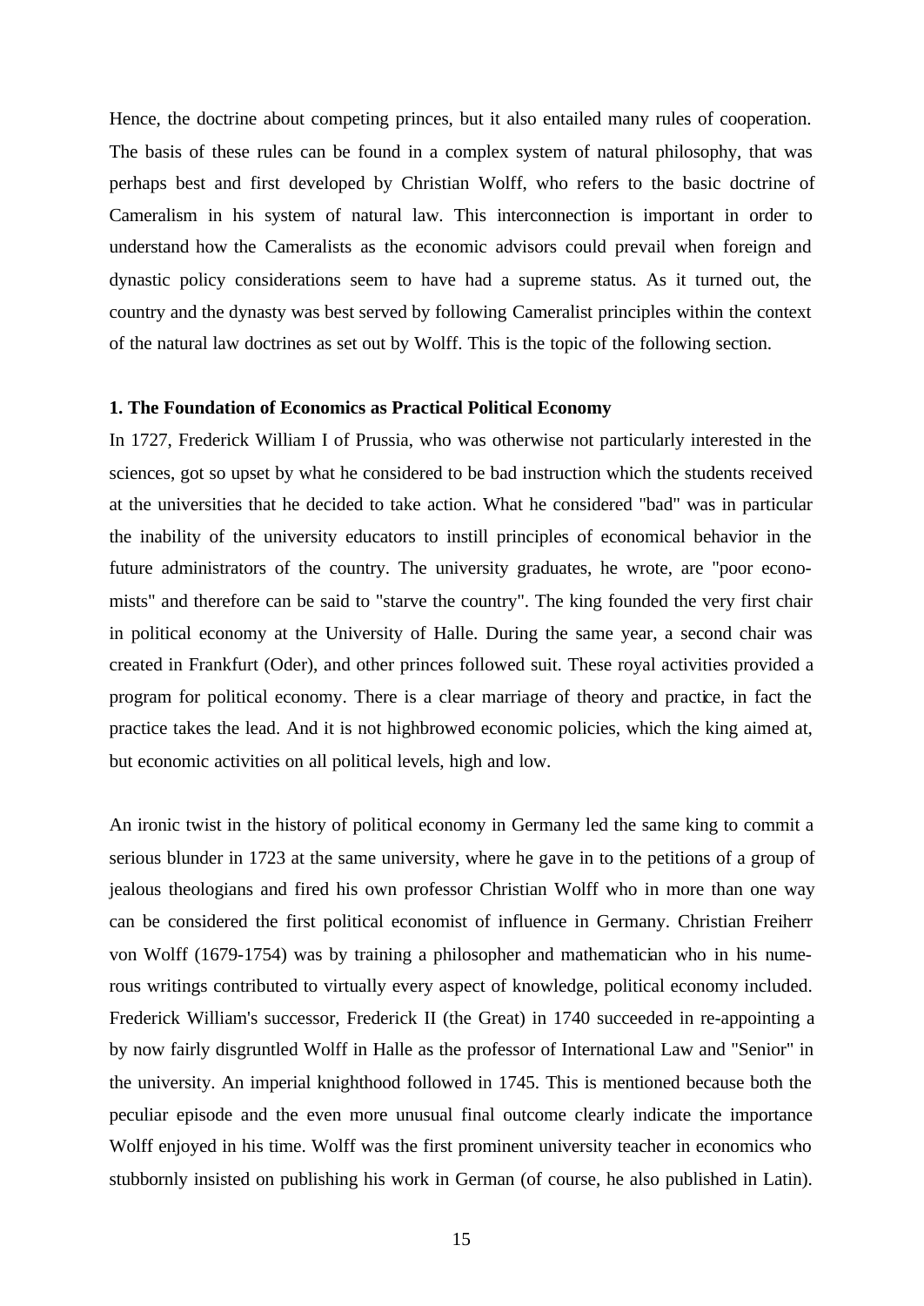Hence, the doctrine about competing princes, but it also entailed many rules of cooperation. The basis of these rules can be found in a complex system of natural philosophy, that was perhaps best and first developed by Christian Wolff, who refers to the basic doctrine of Cameralism in his system of natural law. This interconnection is important in order to understand how the Cameralists as the economic advisors could prevail when foreign and dynastic policy considerations seem to have had a supreme status. As it turned out, the country and the dynasty was best served by following Cameralist principles within the context of the natural law doctrines as set out by Wolff. This is the topic of the following section.

### 1. The Foundation of Economics as Practical Political Economy

In 1727, Frederick William I of Prussia, who was otherwise not particularly interested in the sciences, got so upset by what he considered to be bad instruction which the students received at the universities that he decided to take action. What he considered "bad" was in particular the inability of the university educators to instill principles of economical behavior in the future administrators of the country. The university graduates, he wrote, are "poor economists" and therefore can be said to "starve the country". The king founded the very first chair in political economy at the University of Halle. During the same year, a second chair was created in Frankfurt (Oder), and other princes followed suit. These royal activities provided a program for political economy. There is a clear marriage of theory and practice, in fact the practice takes the lead. And it is not highbrowed economic policies, which the king aimed at, but economic activities on all political levels, high and low.

An ironic twist in the history of political economy in Germany led the same king to commit a serious blunder in 1723 at the same university, where he gave in to the petitions of a group of jealous theologians and fired his own professor Christian Wolff who in more than one way can be considered the first political economist of influence in Germany. Christian Freiherr von Wolff (1679-1754) was by training a philosopher and mathematician who in his numerous writings contributed to virtually every aspect of knowledge, political economy included. Frederick William's successor, Frederick II (the Great) in 1740 succeeded in re-appointing a by now fairly disgruntled Wolff in Halle as the professor of International Law and "Senior" in the university. An imperial knighthood followed in 1745. This is mentioned because both the peculiar episode and the even more unusual final outcome clearly indicate the importance Wolff enjoyed in his time. Wolff was the first prominent university teacher in economics who stubbornly insisted on publishing his work in German (of course, he also published in Latin).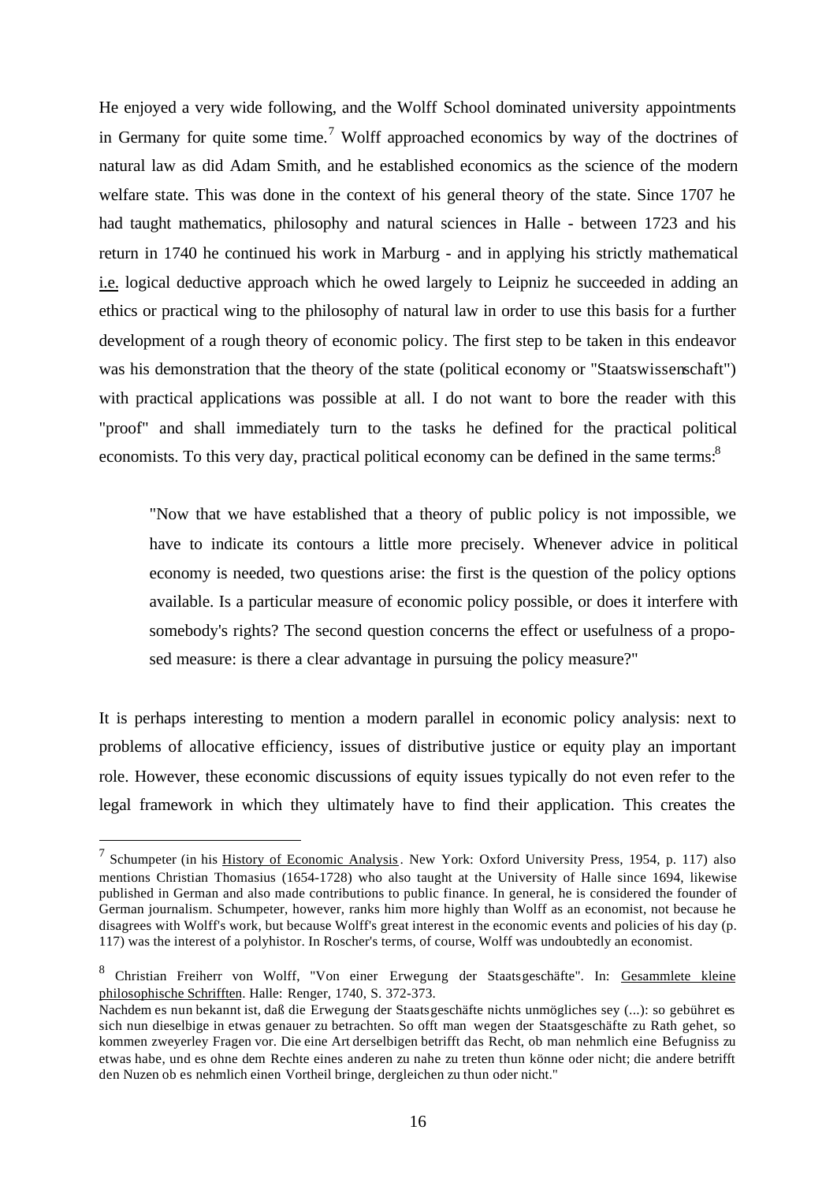He enjoyed a very wide following, and the Wolff School dominated university appointments in Germany for quite some time.[7] Wolff approached economics by way of the doctrines of natural law as did Adam Smith, and he established economics as the science of the modern welfare state. This was done in the context of his general theory of the state. Since 1707 he had taught mathematics, philosophy and natural sciences in Halle - between 1723 and his return in 1740 he continued his work in Marburg - and in applying his strictly mathematical i.e. logical deductive approach which he owed largely to Leipniz he succeeded in adding an ethics or practical wing to the philosophy of natural law in order to use this basis for a further development of a rough theory of economic policy. The first step to be taken in this endeavor was his demonstration that the theory of the state (political economy or "Staatswissenschaft") with practical applications was possible at all. I do not want to bore the reader with this "proof" and shall immediately turn to the tasks he defined for the practical political economists. To this very day, practical political economy can be defined in the same terms:[8]

> "Now that we have established that a theory of public policy is not impossible, we have to indicate its contours a little more precisely. Whenever advice in political economy is needed, two questions arise: the first is the question of the policy options available. Is a particular measure of economic policy possible, or does it interfere with somebody's rights? The second question concerns the effect or usefulness of a proposed measure: is there a clear advantage in pursuing the policy measure?"

It is perhaps interesting to mention a modern parallel in economic policy analysis: next to problems of allocative efficiency, issues of distributive justice or equity play an important role. However, these economic discussions of equity issues typically do not even refer to the legal framework in which they ultimately have to find their application. This creates the

---

[7] Schumpeter (in his History of Economic Analysis. New York: Oxford University Press, 1954, p. 117) also mentions Christian Thomasius (1654-1728) who also taught at the University of Halle since 1694, likewise published in German and also made contributions to public finance. In general, he is considered the founder of German journalism. Schumpeter, however, ranks him more highly than Wolff as an economist, not because he disagrees with Wolff's work, but because Wolff's great interest in the economic events and policies of his day (p. 117) was the interest of a polyhistor. In Roscher's terms, of course, Wolff was undoubtedly an economist.

[8] Christian Freiherr von Wolff, "Von einer Erwegung der Staatsgeschäfte". In: Gesammlete kleine philosophische Schrifften. Halle: Renger, 1740, S. 372-373.
Nachdem es nun bekannt ist, daß die Erwegung der Staatsgeschäfte nichts unmögliches sey (...): so gebühret es sich nun dieselbige in etwas genauer zu betrachten. So offt man wegen der Staatsgeschäfte zu Rath gehet, so kommen zweyerley Fragen vor. Die eine Art derselbigen betrifft das Recht, ob man nehmlich eine Befugniss zu etwas habe, und es ohne dem Rechte eines anderen zu nahe zu treten thun könne oder nicht; die andere betrifft den Nuzen ob es nehmlich einen Vortheil bringe, dergleichen zu thun oder nicht."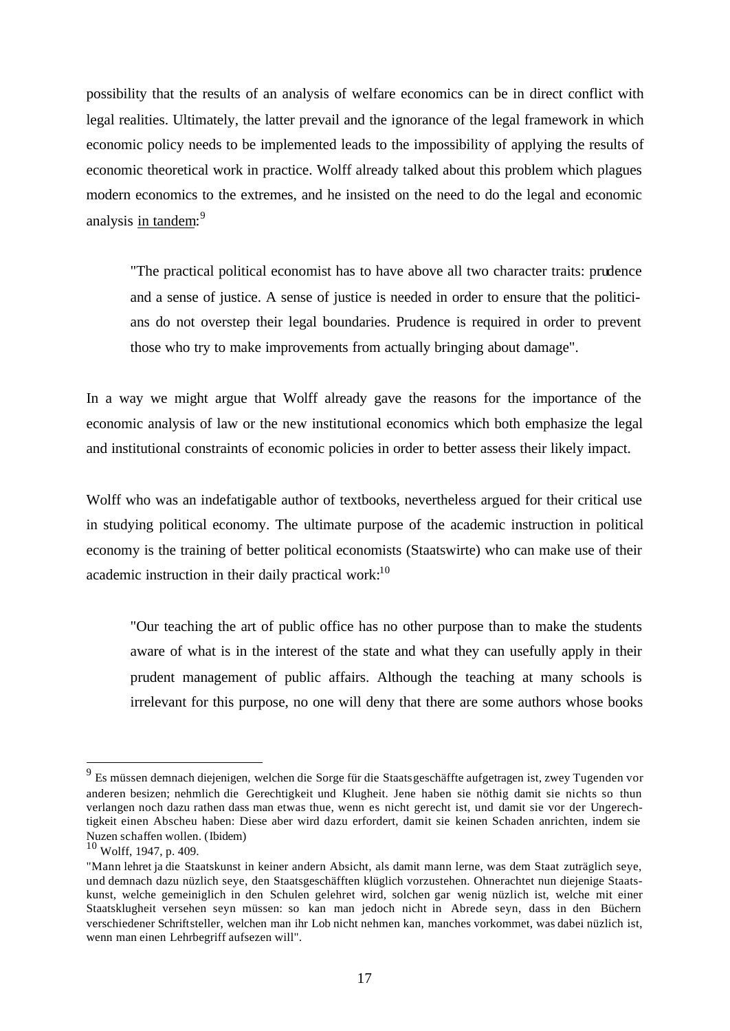possibility that the results of an analysis of welfare economics can be in direct conflict with legal realities. Ultimately, the latter prevail and the ignorance of the legal framework in which economic policy needs to be implemented leads to the impossibility of applying the results of economic theoretical work in practice. Wolff already talked about this problem which plagues modern economics to the extremes, and he insisted on the need to do the legal and economic analysis <u>in tandem</u>:[9]

> "The practical political economist has to have above all two character traits: prudence and a sense of justice. A sense of justice is needed in order to ensure that the politicians do not overstep their legal boundaries. Prudence is required in order to prevent those who try to make improvements from actually bringing about damage".

In a way we might argue that Wolff already gave the reasons for the importance of the economic analysis of law or the new institutional economics which both emphasize the legal and institutional constraints of economic policies in order to better assess their likely impact.

Wolff who was an indefatigable author of textbooks, nevertheless argued for their critical use in studying political economy. The ultimate purpose of the academic instruction in political economy is the training of better political economists (Staatswirte) who can make use of their academic instruction in their daily practical work:[10]

> "Our teaching the art of public office has no other purpose than to make the students aware of what is in the interest of the state and what they can usefully apply in their prudent management of public affairs. Although the teaching at many schools is irrelevant for this purpose, no one will deny that there are some authors whose books

---

[9] Es müssen demnach diejenigen, welchen die Sorge für die Staatsgeschäffte aufgetragen ist, zwey Tugenden vor anderen besizen; nehmlich die Gerechtigkeit und Klugheit. Jene haben sie nöthig damit sie nichts so thun verlangen noch dazu rathen dass man etwas thue, wenn es nicht gerecht ist, und damit sie vor der Ungerechtigkeit einen Abscheu haben: Diese aber wird dazu erfordert, damit sie keinen Schaden anrichten, indem sie Nuzen schaffen wollen. (Ibidem)

[10] Wolff, 1947, p. 409.

"Mann lehret ja die Staatskunst in keiner andern Absicht, als damit mann lerne, was dem Staat zuträglich seye, und demnach dazu nüzlich seye, den Staatsgeschäfften kläglich vorzustehen. Ohnerachtet nun diejenige Staatskunst, welche gemeiniglich in den Schulen gelehret wird, solchen gar wenig nüzlich ist, welche mit einer Staatsklugheit versehen seyn müssen: so kan man jedoch nicht in Abrede seyn, dass in den Büchern verschiedener Schriftsteller, welchen man ihr Lob nicht nehmen kan, manches vorkommet, was dabei nüzlich ist, wenn man einen Lehrbegriff aufsezen will".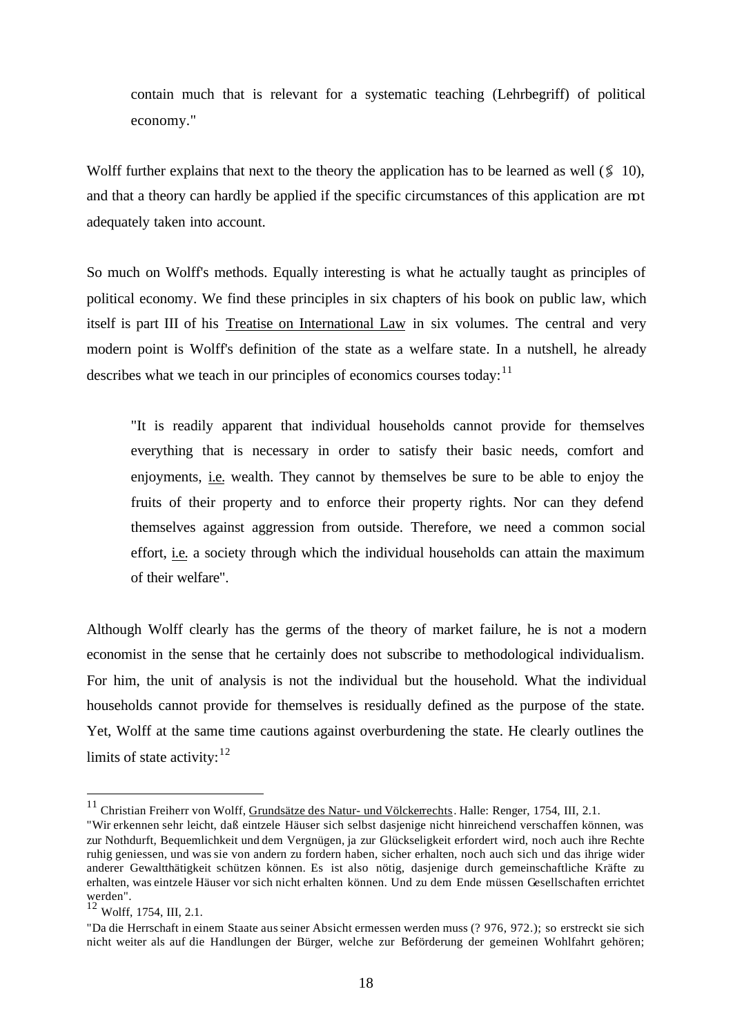> contain much that is relevant for a systematic teaching (Lehrbegriff) of political economy."

Wolff further explains that next to the theory the application has to be learned as well (§ 10), and that a theory can hardly be applied if the specific circumstances of this application are not adequately taken into account.

So much on Wolff's methods. Equally interesting is what he actually taught as principles of political economy. We find these principles in six chapters of his book on public law, which itself is part III of his Treatise on International Law in six volumes. The central and very modern point is Wolff's definition of the state as a welfare state. In a nutshell, he already describes what we teach in our principles of economics courses today:[11]

> "It is readily apparent that individual households cannot provide for themselves everything that is necessary in order to satisfy their basic needs, comfort and enjoyments, i.e. wealth. They cannot by themselves be sure to be able to enjoy the fruits of their property and to enforce their property rights. Nor can they defend themselves against aggression from outside. Therefore, we need a common social effort, i.e. a society through which the individual households can attain the maximum of their welfare".

Although Wolff clearly has the germs of the theory of market failure, he is not a modern economist in the sense that he certainly does not subscribe to methodological individualism. For him, the unit of analysis is not the individual but the household. What the individual households cannot provide for themselves is residually defined as the purpose of the state. Yet, Wolff at the same time cautions against overburdening the state. He clearly outlines the limits of state activity:[12]

---

[11] Christian Freiherr von Wolff, Grundsätze des Natur- und Völckerrechts. Halle: Renger, 1754, III, 2.1.
"Wir erkennen sehr leicht, daß eintzele Häuser sich selbst dasjenige nicht hinreichend verschaffen können, was zur Nothdurft, Bequemlichkeit und dem Vergnügen, ja zur Glückseligkeit erfordert wird, noch auch ihre Rechte ruhig geniessen, und was sie von andern zu fordern haben, sicher erhalten, noch auch sich und das ihrige wider anderer Gewaltthätigkeit schützen können. Es ist also nötig, dasjenige durch gemeinschaftliche Kräfte zu erhalten, was eintzele Häuser vor sich nicht erhalten können. Und zu dem Ende müssen Gesellschaften errichtet werden".

[12] Wolff, 1754, III, 2.1.
"Da die Herrschaft in einem Staate aus seiner Absicht ermessen werden muss (? 976, 972.); so erstreckt sie sich nicht weiter als auf die Handlungen der Bürger, welche zur Beförderung der gemeinen Wohlfahrt gehören;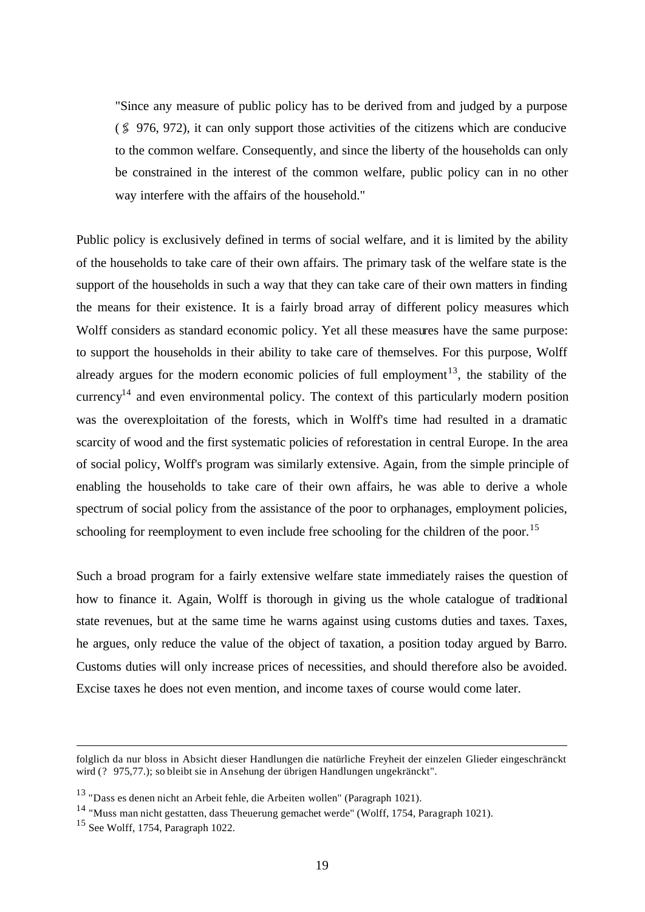> "Since any measure of public policy has to be derived from and judged by a purpose (§ 976, 972), it can only support those activities of the citizens which are conducive to the common welfare. Consequently, and since the liberty of the households can only be constrained in the interest of the common welfare, public policy can in no other way interfere with the affairs of the household."

Public policy is exclusively defined in terms of social welfare, and it is limited by the ability of the households to take care of their own affairs. The primary task of the welfare state is the support of the households in such a way that they can take care of their own matters in finding the means for their existence. It is a fairly broad array of different policy measures which Wolff considers as standard economic policy. Yet all these measures have the same purpose: to support the households in their ability to take care of themselves. For this purpose, Wolff already argues for the modern economic policies of full employment[13], the stability of the currency[14] and even environmental policy. The context of this particularly modern position was the overexploitation of the forests, which in Wolff's time had resulted in a dramatic scarcity of wood and the first systematic policies of reforestation in central Europe. In the area of social policy, Wolff's program was similarly extensive. Again, from the simple principle of enabling the households to take care of their own affairs, he was able to derive a whole spectrum of social policy from the assistance of the poor to orphanages, employment policies, schooling for reemployment to even include free schooling for the children of the poor.[15]

Such a broad program for a fairly extensive welfare state immediately raises the question of how to finance it. Again, Wolff is thorough in giving us the whole catalogue of traditional state revenues, but at the same time he warns against using customs duties and taxes. Taxes, he argues, only reduce the value of the object of taxation, a position today argued by Barro. Customs duties will only increase prices of necessities, and should therefore also be avoided. Excise taxes he does not even mention, and income taxes of course would come later.

---

folglich da nur bloss in Absicht dieser Handlungen die natürliche Freyheit der einzelen Glieder eingeschränckt wird (? 975,77.); so bleibt sie in Ansehung der übrigen Handlungen ungekränckt".

[13] "Dass es denen nicht an Arbeit fehle, die Arbeiten wollen" (Paragraph 1021).

[14] "Muss man nicht gestatten, dass Theuerung gemachet werde" (Wolff, 1754, Paragraph 1021).

[15] See Wolff, 1754, Paragraph 1022.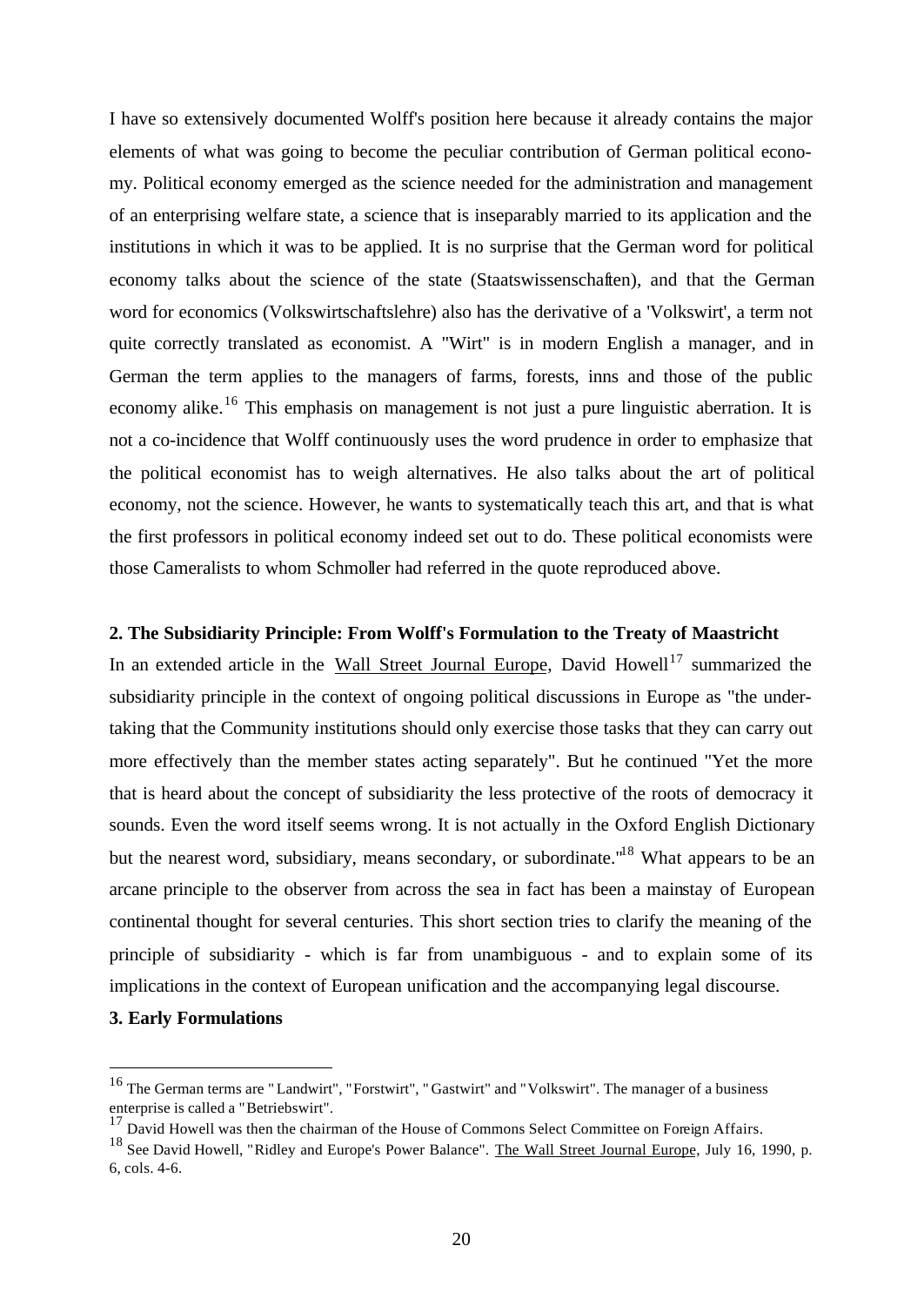I have so extensively documented Wolff's position here because it already contains the major elements of what was going to become the peculiar contribution of German political economy. Political economy emerged as the science needed for the administration and management of an enterprising welfare state, a science that is inseparably married to its application and the institutions in which it was to be applied. It is no surprise that the German word for political economy talks about the science of the state (Staatswissenschaften), and that the German word for economics (Volkswirtschaftslehre) also has the derivative of a 'Volkswirt', a term not quite correctly translated as economist. A "Wirt" is in modern English a manager, and in German the term applies to the managers of farms, forests, inns and those of the public economy alike.[16] This emphasis on management is not just a pure linguistic aberration. It is not a co-incidence that Wolff continuously uses the word prudence in order to emphasize that the political economist has to weigh alternatives. He also talks about the art of political economy, not the science. However, he wants to systematically teach this art, and that is what the first professors in political economy indeed set out to do. These political economists were those Cameralists to whom Schmoller had referred in the quote reproduced above.

## 2. The Subsidiarity Principle: From Wolff's Formulation to the Treaty of Maastricht

In an extended article in the Wall Street Journal Europe, David Howell[17] summarized the subsidiarity principle in the context of ongoing political discussions in Europe as "the undertaking that the Community institutions should only exercise those tasks that they can carry out more effectively than the member states acting separately". But he continued "Yet the more that is heard about the concept of subsidiarity the less protective of the roots of democracy it sounds. Even the word itself seems wrong. It is not actually in the Oxford English Dictionary but the nearest word, subsidiary, means secondary, or subordinate."[18] What appears to be an arcane principle to the observer from across the sea in fact has been a mainstay of European continental thought for several centuries. This short section tries to clarify the meaning of the principle of subsidiarity - which is far from unambiguous - and to explain some of its implications in the context of European unification and the accompanying legal discourse.

## 3. Early Formulations

---

[16] The German terms are "Landwirt", "Forstwirt", "Gastwirt" and "Volkswirt". The manager of a business enterprise is called a "Betriebswirt".

[17] David Howell was then the chairman of the House of Commons Select Committee on Foreign Affairs.

[18] See David Howell, "Ridley and Europe's Power Balance". The Wall Street Journal Europe, July 16, 1990, p. 6, cols. 4-6.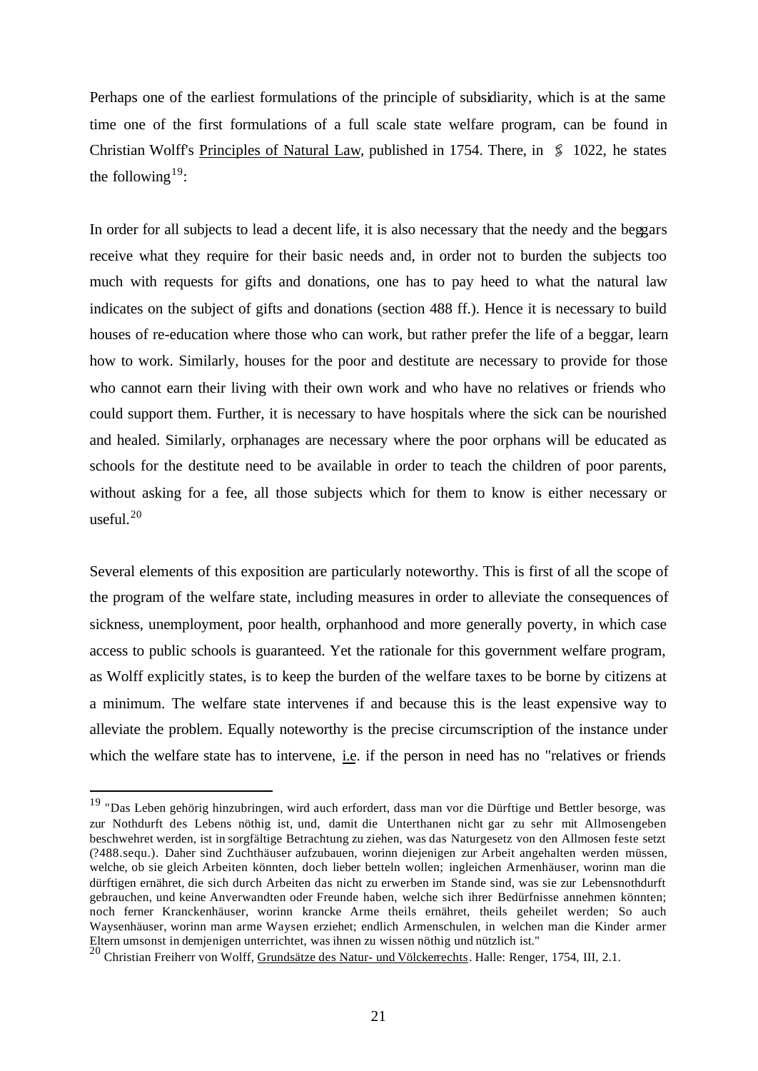Perhaps one of the earliest formulations of the principle of subsidiarity, which is at the same time one of the first formulations of a full scale state welfare program, can be found in Christian Wolff's Principles of Natural Law, published in 1754. There, in § 1022, he states the following[19]:

In order for all subjects to lead a decent life, it is also necessary that the needy and the beggars receive what they require for their basic needs and, in order not to burden the subjects too much with requests for gifts and donations, one has to pay heed to what the natural law indicates on the subject of gifts and donations (section 488 ff.). Hence it is necessary to build houses of re-education where those who can work, but rather prefer the life of a beggar, learn how to work. Similarly, houses for the poor and destitute are necessary to provide for those who cannot earn their living with their own work and who have no relatives or friends who could support them. Further, it is necessary to have hospitals where the sick can be nourished and healed. Similarly, orphanages are necessary where the poor orphans will be educated as schools for the destitute need to be available in order to teach the children of poor parents, without asking for a fee, all those subjects which for them to know is either necessary or useful.[20]

Several elements of this exposition are particularly noteworthy. This is first of all the scope of the program of the welfare state, including measures in order to alleviate the consequences of sickness, unemployment, poor health, orphanhood and more generally poverty, in which case access to public schools is guaranteed. Yet the rationale for this government welfare program, as Wolff explicitly states, is to keep the burden of the welfare taxes to be borne by citizens at a minimum. The welfare state intervenes if and because this is the least expensive way to alleviate the problem. Equally noteworthy is the precise circumscription of the instance under which the welfare state has to intervene, i.e. if the person in need has no "relatives or friends

[19] "Das Leben gehörig hinzubringen, wird auch erfordert, dass man vor die Dürftige und Bettler besorge, was zur Nothdurft des Lebens nöthig ist, und, damit die Unterthanen nicht gar zu sehr mit Allmosengeben beschwehret werden, ist in sorgfältige Betrachtung zu ziehen, was das Naturgesetz von den Allmosen feste setzt (?488.sequ.). Daher sind Zuchthäuser aufzubauen, worinn diejenigen zur Arbeit angehalten werden müssen, welche, ob sie gleich Arbeiten könnten, doch lieber betteln wollen; ingleichen Armenhäuser, worinn man die dürftigen ernähret, die sich durch Arbeiten das nicht zu erwerben im Stande sind, was sie zur Lebensnothdurft gebrauchen, und keine Anverwandten oder Freunde haben, welche sich ihrer Bedürfnisse annehmen könnten; noch ferner Kranckenhäuser, worinn krancke Arme theils ernähret, theils geheilet werden; So auch Waysenhäuser, worinn man arme Waysen erziehet; endlich Armenschulen, in welchen man die Kinder armer Eltern umsonst in demjenigen unterrichtet, was ihnen zu wissen nöthig und nützlich ist."

[20] Christian Freiherr von Wolff, Grundsätze des Natur- und Völckerrechts. Halle: Renger, 1754, III, 2.1.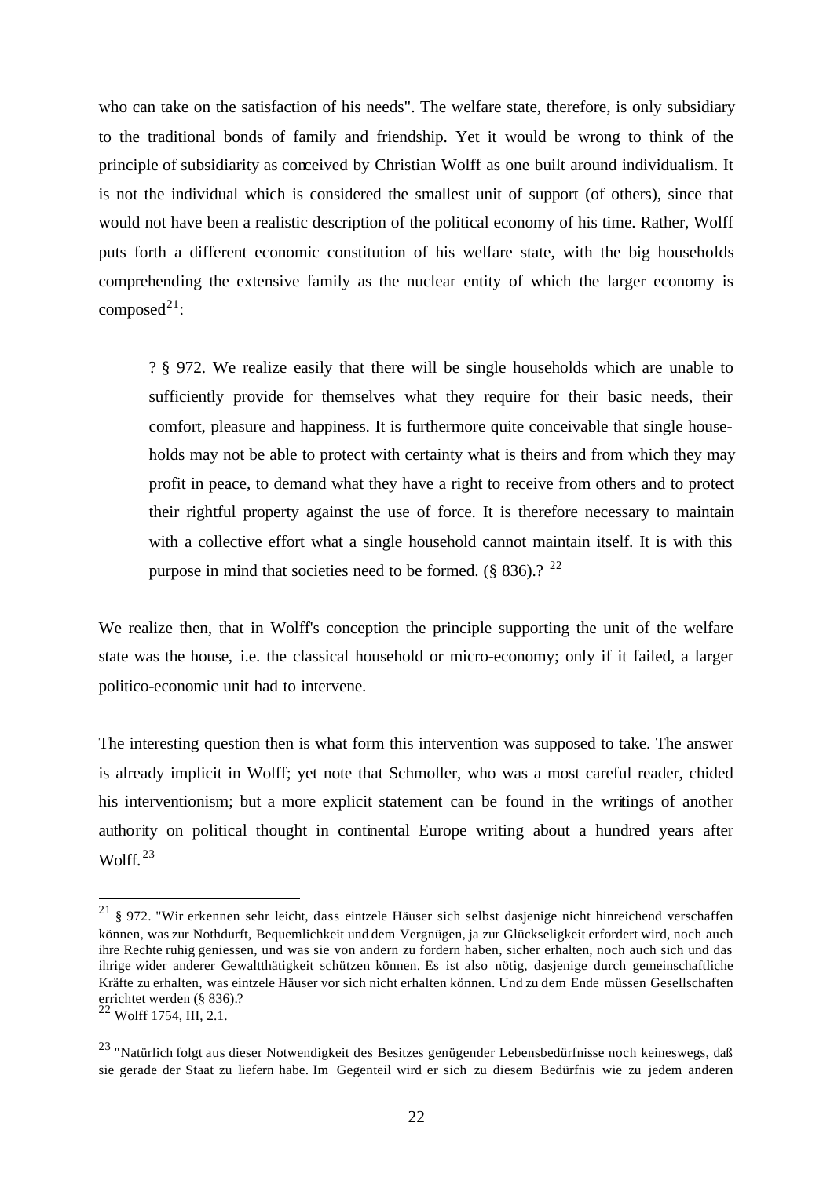who can take on the satisfaction of his needs". The welfare state, therefore, is only subsidiary to the traditional bonds of family and friendship. Yet it would be wrong to think of the principle of subsidiarity as conceived by Christian Wolff as one built around individualism. It is not the individual which is considered the smallest unit of support (of others), since that would not have been a realistic description of the political economy of his time. Rather, Wolff puts forth a different economic constitution of his welfare state, with the big households comprehending the extensive family as the nuclear entity of which the larger economy is composed[21]:

> ? § 972. We realize easily that there will be single households which are unable to sufficiently provide for themselves what they require for their basic needs, their comfort, pleasure and happiness. It is furthermore quite conceivable that single households may not be able to protect with certainty what is theirs and from which they may profit in peace, to demand what they have a right to receive from others and to protect their rightful property against the use of force. It is therefore necessary to maintain with a collective effort what a single household cannot maintain itself. It is with this purpose in mind that societies need to be formed. (§ 836).? [22]

We realize then, that in Wolff's conception the principle supporting the unit of the welfare state was the house, i.e. the classical household or micro-economy; only if it failed, a larger politico-economic unit had to intervene.

The interesting question then is what form this intervention was supposed to take. The answer is already implicit in Wolff; yet note that Schmoller, who was a most careful reader, chided his interventionism; but a more explicit statement can be found in the writings of another authority on political thought in continental Europe writing about a hundred years after Wolff.[23]

---

[21] § 972. "Wir erkennen sehr leicht, dass eintzele Häuser sich selbst dasjenige nicht hinreichend verschaffen können, was zur Nothdurft, Bequemlichkeit und dem Vergnügen, ja zur Glückseligkeit erfordert wird, noch auch ihre Rechte ruhig geniessen, und was sie von andern zu fordern haben, sicher erhalten, noch auch sich und das ihrige wider anderer Gewaltthätigkeit schützen können. Es ist also nötig, dasjenige durch gemeinschaftliche Kräfte zu erhalten, was eintzele Häuser vor sich nicht erhalten können. Und zu dem Ende müssen Gesellschaften errichtet werden (§ 836).?

[22] Wolff 1754, III, 2.1.

[23] "Natürlich folgt aus dieser Notwendigkeit des Besitzes genügender Lebensbedürfnisse noch keineswegs, daß sie gerade der Staat zu liefern habe. Im Gegenteil wird er sich zu diesem Bedürfnis wie zu jedem anderen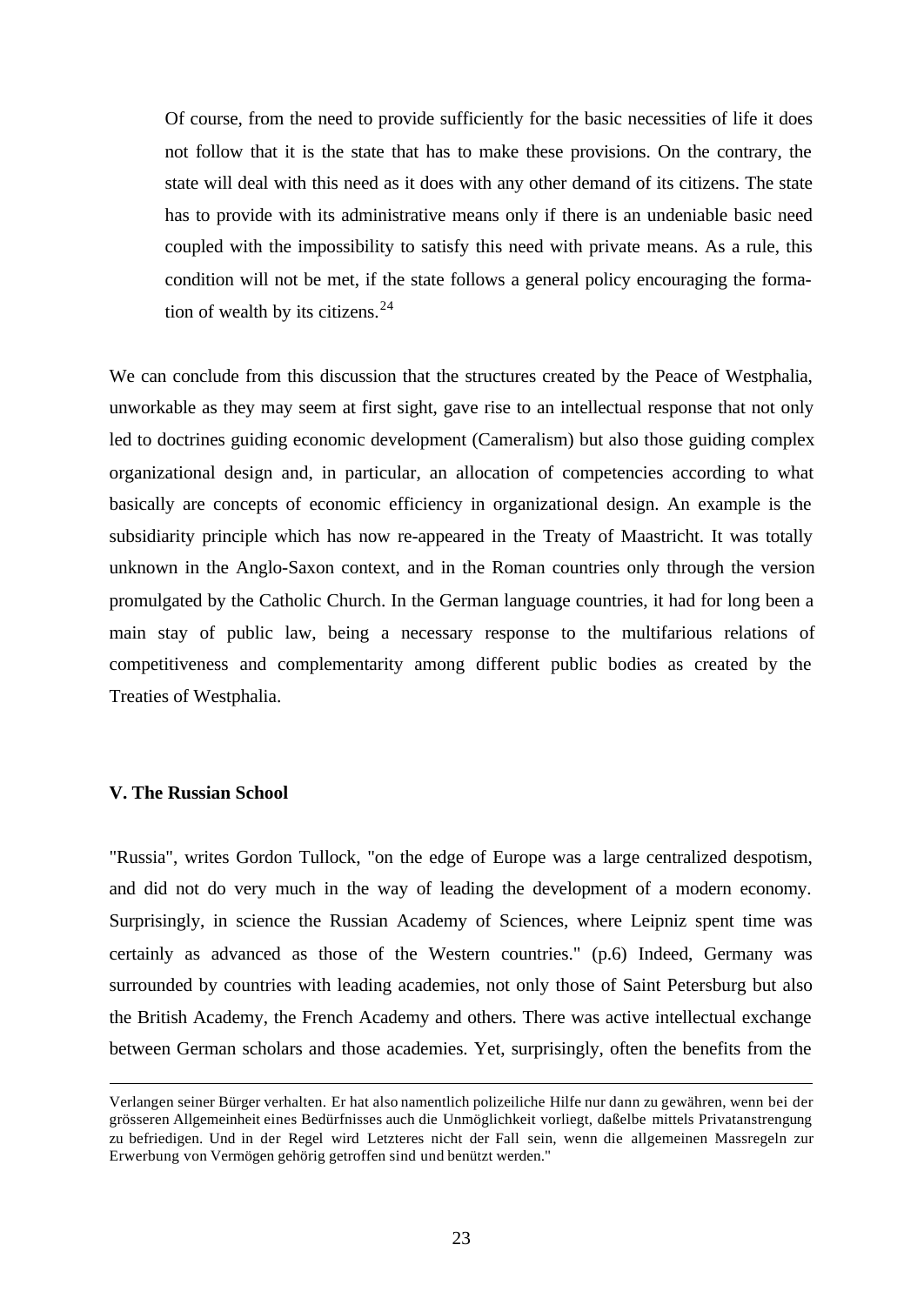> Of course, from the need to provide sufficiently for the basic necessities of life it does not follow that it is the state that has to make these provisions. On the contrary, the state will deal with this need as it does with any other demand of its citizens. The state has to provide with its administrative means only if there is an undeniable basic need coupled with the impossibility to satisfy this need with private means. As a rule, this condition will not be met, if the state follows a general policy encouraging the formation of wealth by its citizens.[24]

We can conclude from this discussion that the structures created by the Peace of Westphalia, unworkable as they may seem at first sight, gave rise to an intellectual response that not only led to doctrines guiding economic development (Cameralism) but also those guiding complex organizational design and, in particular, an allocation of competencies according to what basically are concepts of economic efficiency in organizational design. An example is the subsidiarity principle which has now re-appeared in the Treaty of Maastricht. It was totally unknown in the Anglo-Saxon context, and in the Roman countries only through the version promulgated by the Catholic Church. In the German language countries, it had for long been a main stay of public law, being a necessary response to the multifarious relations of competitiveness and complementarity among different public bodies as created by the Treaties of Westphalia.

### V. The Russian School

"Russia", writes Gordon Tullock, "on the edge of Europe was a large centralized despotism, and did not do very much in the way of leading the development of a modern economy. Surprisingly, in science the Russian Academy of Sciences, where Leipniz spent time was certainly as advanced as those of the Western countries." (p.6) Indeed, Germany was surrounded by countries with leading academies, not only those of Saint Petersburg but also the British Academy, the French Academy and others. There was active intellectual exchange between German scholars and those academies. Yet, surprisingly, often the benefits from the

---

Verlangen seiner Bürger verhalten. Er hat also namentlich polizeiliche Hilfe nur dann zu gewähren, wenn bei der grösseren Allgemeinheit eines Bedürfnisses auch die Unmöglichkeit vorliegt, daßelbe mittels Privatanstrengung zu befriedigen. Und in der Regel wird Letzteres nicht der Fall sein, wenn die allgemeinen Massregeln zur Erwerbung von Vermögen gehörig getroffen sind und benützt werden."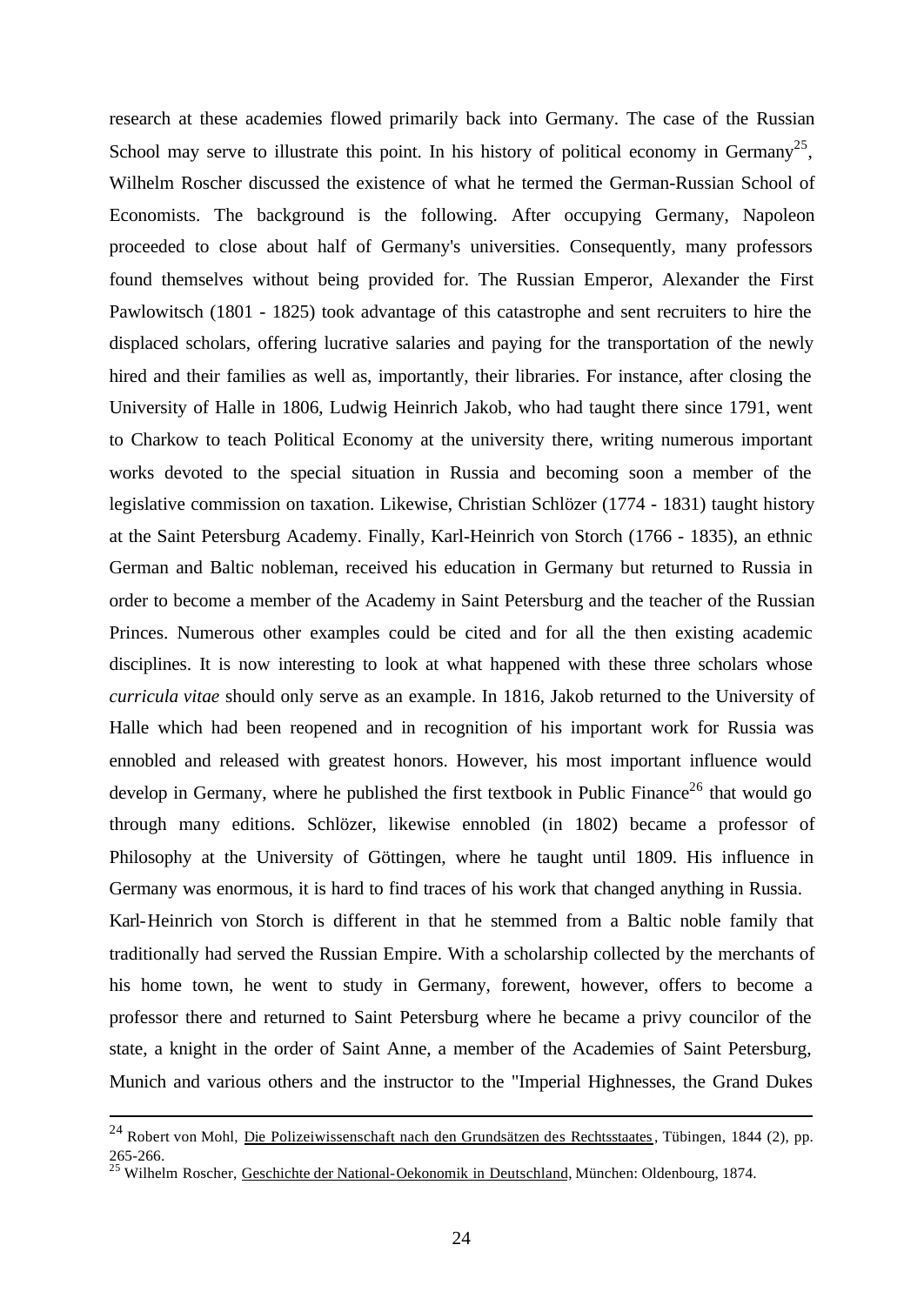research at these academies flowed primarily back into Germany. The case of the Russian School may serve to illustrate this point. In his history of political economy in Germany[25], Wilhelm Roscher discussed the existence of what he termed the German-Russian School of Economists. The background is the following. After occupying Germany, Napoleon proceeded to close about half of Germany's universities. Consequently, many professors found themselves without being provided for. The Russian Emperor, Alexander the First Pawlowitsch (1801 - 1825) took advantage of this catastrophe and sent recruiters to hire the displaced scholars, offering lucrative salaries and paying for the transportation of the newly hired and their families as well as, importantly, their libraries. For instance, after closing the University of Halle in 1806, Ludwig Heinrich Jakob, who had taught there since 1791, went to Charkow to teach Political Economy at the university there, writing numerous important works devoted to the special situation in Russia and becoming soon a member of the legislative commission on taxation. Likewise, Christian Schlözer (1774 - 1831) taught history at the Saint Petersburg Academy. Finally, Karl-Heinrich von Storch (1766 - 1835), an ethnic German and Baltic nobleman, received his education in Germany but returned to Russia in order to become a member of the Academy in Saint Petersburg and the teacher of the Russian Princes. Numerous other examples could be cited and for all the then existing academic disciplines. It is now interesting to look at what happened with these three scholars whose *curricula vitae* should only serve as an example. In 1816, Jakob returned to the University of Halle which had been reopened and in recognition of his important work for Russia was ennobled and released with greatest honors. However, his most important influence would develop in Germany, where he published the first textbook in Public Finance[26] that would go through many editions. Schlözer, likewise ennobled (in 1802) became a professor of Philosophy at the University of Göttingen, where he taught until 1809. His influence in Germany was enormous, it is hard to find traces of his work that changed anything in Russia.

Karl-Heinrich von Storch is different in that he stemmed from a Baltic noble family that traditionally had served the Russian Empire. With a scholarship collected by the merchants of his home town, he went to study in Germany, forewent, however, offers to become a professor there and returned to Saint Petersburg where he became a privy councilor of the state, a knight in the order of Saint Anne, a member of the Academies of Saint Petersburg, Munich and various others and the instructor to the "Imperial Highnesses, the Grand Dukes

---

[24] Robert von Mohl, Die Polizeiwissenschaft nach den Grundsätzen des Rechtsstaates, Tübingen, 1844 (2), pp. 265-266.

[25] Wilhelm Roscher, Geschichte der National-Oekonomik in Deutschland, München: Oldenbourg, 1874.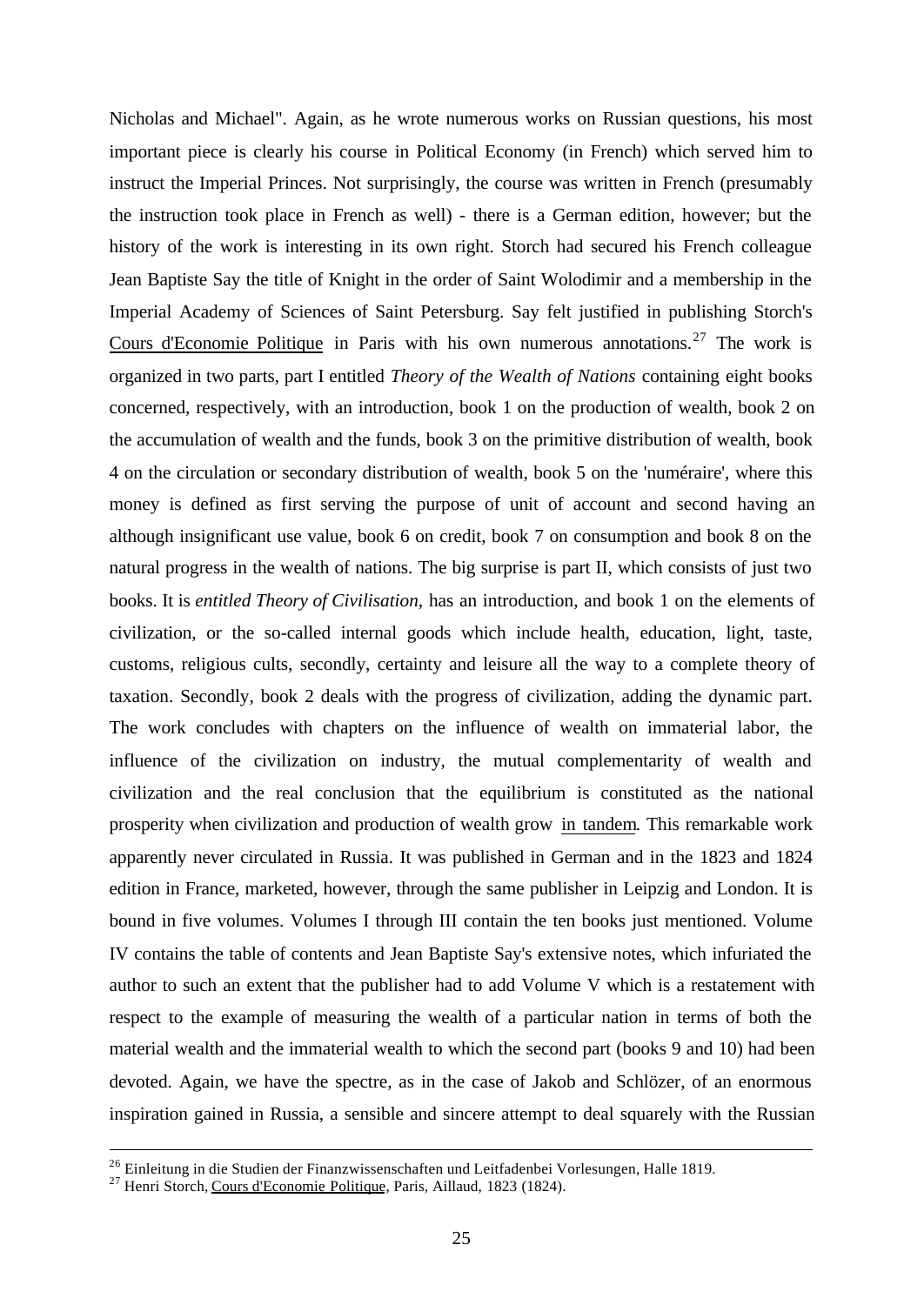Nicholas and Michael". Again, as he wrote numerous works on Russian questions, his most important piece is clearly his course in Political Economy (in French) which served him to instruct the Imperial Princes. Not surprisingly, the course was written in French (presumably the instruction took place in French as well) - there is a German edition, however; but the history of the work is interesting in its own right. Storch had secured his French colleague Jean Baptiste Say the title of Knight in the order of Saint Wolodimir and a membership in the Imperial Academy of Sciences of Saint Petersburg. Say felt justified in publishing Storch's Cours d'Economie Politique in Paris with his own numerous annotations.[27] The work is organized in two parts, part I entitled *Theory of the Wealth of Nations* containing eight books concerned, respectively, with an introduction, book 1 on the production of wealth, book 2 on the accumulation of wealth and the funds, book 3 on the primitive distribution of wealth, book 4 on the circulation or secondary distribution of wealth, book 5 on the 'numéraire', where this money is defined as first serving the purpose of unit of account and second having an although insignificant use value, book 6 on credit, book 7 on consumption and book 8 on the natural progress in the wealth of nations. The big surprise is part II, which consists of just two books. It is *entitled Theory of Civilisation*, has an introduction, and book 1 on the elements of civilization, or the so-called internal goods which include health, education, light, taste, customs, religious cults, secondly, certainty and leisure all the way to a complete theory of taxation. Secondly, book 2 deals with the progress of civilization, adding the dynamic part. The work concludes with chapters on the influence of wealth on immaterial labor, the influence of the civilization on industry, the mutual complementarity of wealth and civilization and the real conclusion that the equilibrium is constituted as the national prosperity when civilization and production of wealth grow in tandem. This remarkable work apparently never circulated in Russia. It was published in German and in the 1823 and 1824 edition in France, marketed, however, through the same publisher in Leipzig and London. It is bound in five volumes. Volumes I through III contain the ten books just mentioned. Volume IV contains the table of contents and Jean Baptiste Say's extensive notes, which infuriated the author to such an extent that the publisher had to add Volume V which is a restatement with respect to the example of measuring the wealth of a particular nation in terms of both the material wealth and the immaterial wealth to which the second part (books 9 and 10) had been devoted. Again, we have the spectre, as in the case of Jakob and Schlözer, of an enormous inspiration gained in Russia, a sensible and sincere attempt to deal squarely with the Russian

[26] Einleitung in die Studien der Finanzwissenschaften und Leitfadenbei Vorlesungen, Halle 1819.

[27] Henri Storch, Cours d'Economie Politique, Paris, Aillaud, 1823 (1824).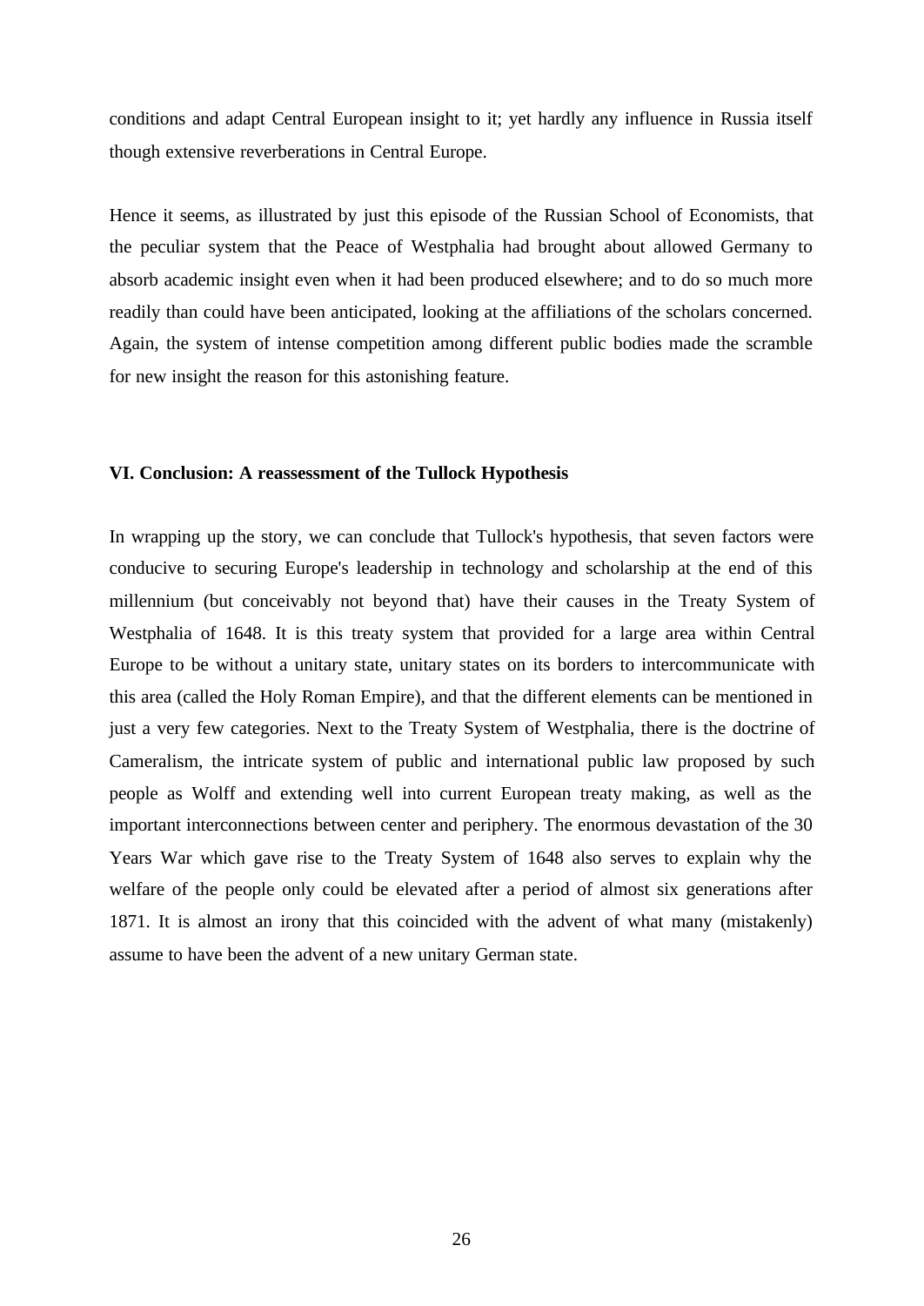conditions and adapt Central European insight to it; yet hardly any influence in Russia itself though extensive reverberations in Central Europe.

Hence it seems, as illustrated by just this episode of the Russian School of Economists, that the peculiar system that the Peace of Westphalia had brought about allowed Germany to absorb academic insight even when it had been produced elsewhere; and to do so much more readily than could have been anticipated, looking at the affiliations of the scholars concerned. Again, the system of intense competition among different public bodies made the scramble for new insight the reason for this astonishing feature.

## VI. Conclusion: A reassessment of the Tullock Hypothesis

In wrapping up the story, we can conclude that Tullock's hypothesis, that seven factors were conducive to securing Europe's leadership in technology and scholarship at the end of this millennium (but conceivably not beyond that) have their causes in the Treaty System of Westphalia of 1648. It is this treaty system that provided for a large area within Central Europe to be without a unitary state, unitary states on its borders to intercommunicate with this area (called the Holy Roman Empire), and that the different elements can be mentioned in just a very few categories. Next to the Treaty System of Westphalia, there is the doctrine of Cameralism, the intricate system of public and international public law proposed by such people as Wolff and extending well into current European treaty making, as well as the important interconnections between center and periphery. The enormous devastation of the 30 Years War which gave rise to the Treaty System of 1648 also serves to explain why the welfare of the people only could be elevated after a period of almost six generations after 1871. It is almost an irony that this coincided with the advent of what many (mistakenly) assume to have been the advent of a new unitary German state.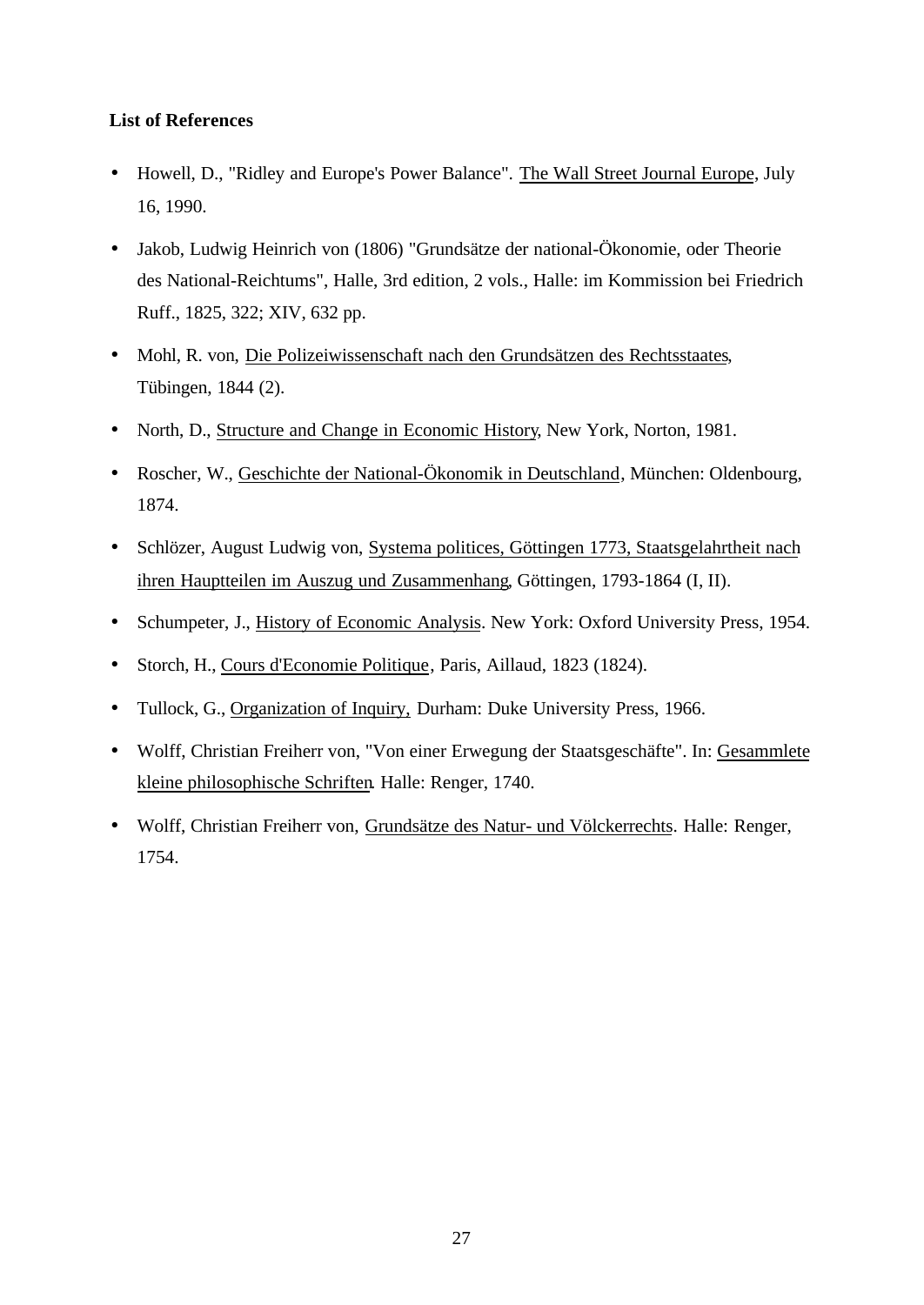**List of References**

- Howell, D., "Ridley and Europe's Power Balance". The Wall Street Journal Europe, July 16, 1990.
- Jakob, Ludwig Heinrich von (1806) "Grundsätze der national-Ökonomie, oder Theorie des National-Reichtums", Halle, 3rd edition, 2 vols., Halle: im Kommission bei Friedrich Ruff., 1825, 322; XIV, 632 pp.
- Mohl, R. von, Die Polizeiwissenschaft nach den Grundsätzen des Rechtsstaates, Tübingen, 1844 (2).
- North, D., Structure and Change in Economic History, New York, Norton, 1981.
- Roscher, W., Geschichte der National-Ökonomik in Deutschland, München: Oldenbourg, 1874.
- Schlözer, August Ludwig von, Systema politices, Göttingen 1773, Staatsgelahrtheit nach ihren Hauptteilen im Auszug und Zusammenhang, Göttingen, 1793-1864 (I, II).
- Schumpeter, J., History of Economic Analysis. New York: Oxford University Press, 1954.
- Storch, H., Cours d'Economie Politique, Paris, Aillaud, 1823 (1824).
- Tullock, G., Organization of Inquiry, Durham: Duke University Press, 1966.
- Wolff, Christian Freiherr von, "Von einer Erwegung der Staatsgeschäfte". In: Gesammlete kleine philosophische Schriften. Halle: Renger, 1740.
- Wolff, Christian Freiherr von, Grundsätze des Natur- und Völckerrechts. Halle: Renger, 1754.